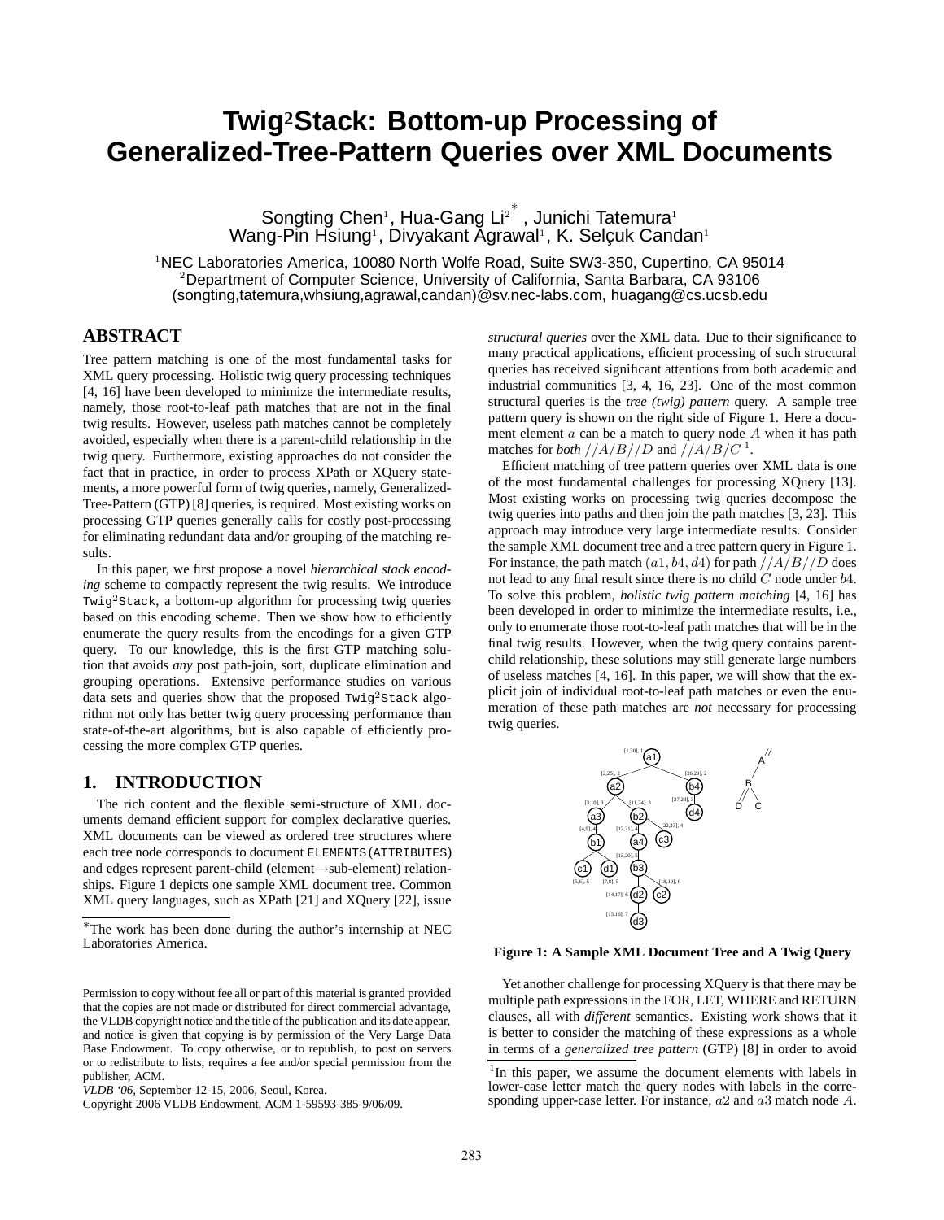# Twig²Stack: Bottom-up Processing of Generalized-Tree-Pattern Queries over XML Documents

Songting Chen[1], Hua-Gang Li[2]*, Junichi Tatemura[1]
Wang-Pin Hsiung[1], Divyakant Agrawal[1], K. Selçuk Candan[1]

[1]NEC Laboratories America, 10080 North Wolfe Road, Suite SW3-350, Cupertino, CA 95014
[2]Department of Computer Science, University of California, Santa Barbara, CA 93106
(songting,tatemura,whsiung,agrawal,candan)@sv.nec-labs.com, huagang@cs.ucsb.edu

## ABSTRACT

Tree pattern matching is one of the most fundamental tasks for XML query processing. Holistic twig query processing techniques [4, 16] have been developed to minimize the intermediate results, namely, those root-to-leaf path matches that are not in the final twig results. However, useless path matches cannot be completely avoided, especially when there is a parent-child relationship in the twig query. Furthermore, existing approaches do not consider the fact that in practice, in order to process XPath or XQuery statements, a more powerful form of twig queries, namely, Generalized-Tree-Pattern (GTP) [8] queries, is required. Most existing works on processing GTP queries generally calls for costly post-processing for eliminating redundant data and/or grouping of the matching results.

In this paper, we first propose a novel *hierarchical stack encoding* scheme to compactly represent the twig results. We introduce Twig²Stack, a bottom-up algorithm for processing twig queries based on this encoding scheme. Then we show how to efficiently enumerate the query results from the encodings for a given GTP query. To our knowledge, this is the first GTP matching solution that avoids *any* post path-join, sort, duplicate elimination and grouping operations. Extensive performance studies on various data sets and queries show that the proposed Twig²Stack algorithm not only has better twig query processing performance than state-of-the-art algorithms, but is also capable of efficiently processing the more complex GTP queries.

## 1. INTRODUCTION

The rich content and the flexible semi-structure of XML documents demand efficient support for complex declarative queries. XML documents can be viewed as ordered tree structures where each tree node corresponds to document ELEMENTS(ATTRIBUTES) and edges represent parent-child (element→sub-element) relationships. Figure 1 depicts one sample XML document tree. Common XML query languages, such as XPath [21] and XQuery [22], issue *structural queries* over the XML data. Due to their significance to many practical applications, efficient processing of such structural queries has received significant attentions from both academic and industrial communities [3, 4, 16, 23]. One of the most common structural queries is the *tree (twig) pattern* query. A sample tree pattern query is shown on the right side of Figure 1. Here a document element $a$ can be a match to query node $A$ when it has path matches for *both* $//A/B//D$ and $//A/B/C$ [1].

Efficient matching of tree pattern queries over XML data is one of the most fundamental challenges for processing XQuery [13]. Most existing works on processing twig queries decompose the twig queries into paths and then join the path matches [3, 23]. This approach may introduce very large intermediate results. Consider the sample XML document tree and a tree pattern query in Figure 1. For instance, the path match $(a1, b4, d4)$ for path $//A/B//D$ does not lead to any final result since there is no child $C$ node under $b4$. To solve this problem, *holistic twig pattern matching* [4, 16] has been developed in order to minimize the intermediate results, i.e., only to enumerate those root-to-leaf path matches that will be in the final twig results. However, when the twig query contains parent-child relationship, these solutions may still generate large numbers of useless matches [4, 16]. In this paper, we will show that the explicit join of individual root-to-leaf path matches or even the enumeration of these path matches are *not* necessary for processing twig queries.

**Figure 1: A Sample XML Document Tree and A Twig Query**

Yet another challenge for processing XQuery is that there may be multiple path expressions in the FOR, LET, WHERE and RETURN clauses, all with *different* semantics. Existing work shows that it is better to consider the matching of these expressions as a whole in terms of a *generalized tree pattern* (GTP) [8] in order to avoid

*The work has been done during the author's internship at NEC Laboratories America.

[1]In this paper, we assume the document elements with labels in lower-case letter match the query nodes with labels in the corresponding upper-case letter. For instance, $a2$ and $a3$ match node $A$.

Permission to copy without fee all or part of this material is granted provided that the copies are not made or distributed for direct commercial advantage, the VLDB copyright notice and the title of the publication and its date appear, and notice is given that copying is by permission of the Very Large Data Base Endowment. To copy otherwise, or to republish, to post on servers or to redistribute to lists, requires a fee and/or special permission from the publisher, ACM.
*VLDB '06*, September 12-15, 2006, Seoul, Korea.
Copyright 2006 VLDB Endowment, ACM 1-59593-385-9/06/09.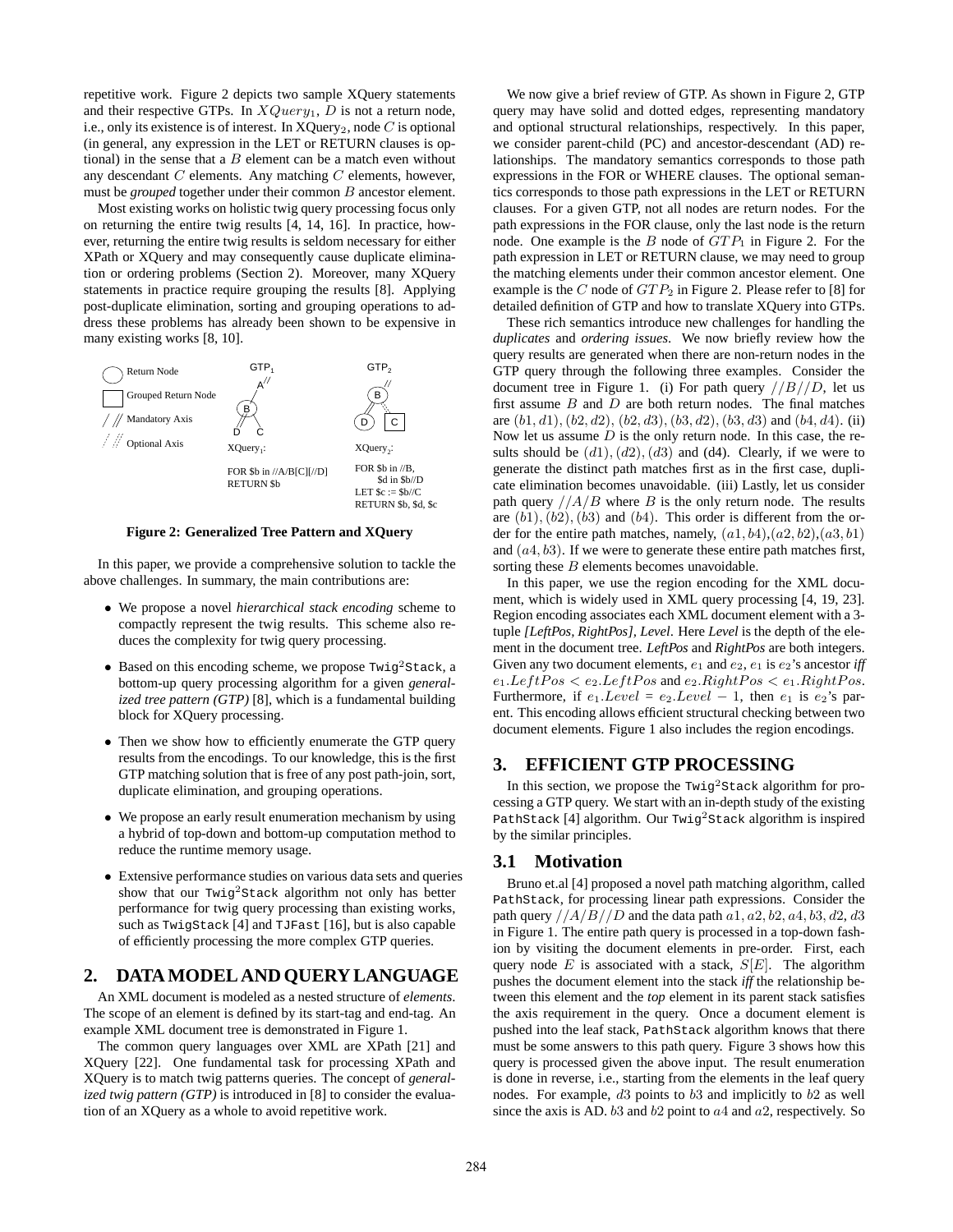repetitive work. Figure 2 depicts two sample XQuery statements and their respective GTPs. In $XQuery_1$, $D$ is not a return node, i.e., only its existence is of interest. In $XQuery_2$, node $C$ is optional (in general, any expression in the LET or RETURN clauses is optional) in the sense that a $B$ element can be a match even without any descendant $C$ elements. Any matching $C$ elements, however, must be *grouped* together under their common $B$ ancestor element.

Most existing works on holistic twig query processing focus only on returning the entire twig results [4, 14, 16]. In practice, however, returning the entire twig results is seldom necessary for either XPath or XQuery and may consequently cause duplicate elimination or ordering problems (Section 2). Moreover, many XQuery statements in practice require grouping the results [8]. Applying post-duplicate elimination, sorting and grouping operations to address these problems has already been shown to be expensive in many existing works [8, 10].

Return Node
Grouped Return Node
Mandatory Axis
Optional Axis

$GTP_1$ — $XQuery_1$:

FOR $b in //A/B[C][//D]
RETURN $b

$GTP_2$ — $XQuery_2$:

FOR $b in //B,
$d in $b//D
LET $c := $b//C
RETURN $b, $d, $c

**Figure 2: Generalized Tree Pattern and XQuery**

In this paper, we provide a comprehensive solution to tackle the above challenges. In summary, the main contributions are:

- We propose a novel *hierarchical stack encoding* scheme to compactly represent the twig results. This scheme also reduces the complexity for twig query processing.
- Based on this encoding scheme, we propose `Twig²Stack`, a bottom-up query processing algorithm for a given *generalized tree pattern (GTP)* [8], which is a fundamental building block for XQuery processing.
- Then we show how to efficiently enumerate the GTP query results from the encodings. To our knowledge, this is the first GTP matching solution that is free of any post path-join, sort, duplicate elimination, and grouping operations.
- We propose an early result enumeration mechanism by using a hybrid of top-down and bottom-up computation method to reduce the runtime memory usage.
- Extensive performance studies on various data sets and queries show that our `Twig²Stack` algorithm not only has better performance for twig query processing than existing works, such as `TwigStack` [4] and `TJFast` [16], but is also capable of efficiently processing the more complex GTP queries.

## 2. DATA MODEL AND QUERY LANGUAGE

An XML document is modeled as a nested structure of *elements*. The scope of an element is defined by its start-tag and end-tag. An example XML document tree is demonstrated in Figure 1.

The common query languages over XML are XPath [21] and XQuery [22]. One fundamental task for processing XPath and XQuery is to match twig patterns queries. The concept of *generalized twig pattern (GTP)* is introduced in [8] to consider the evaluation of an XQuery as a whole to avoid repetitive work.

We now give a brief review of GTP. As shown in Figure 2, GTP query may have solid and dotted edges, representing mandatory and optional structural relationships, respectively. In this paper, we consider parent-child (PC) and ancestor-descendant (AD) relationships. The mandatory semantics corresponds to those path expressions in the FOR or WHERE clauses. The optional semantics corresponds to those path expressions in the LET or RETURN clauses. For a given GTP, not all nodes are return nodes. For the path expressions in the FOR clause, only the last node is the return node. One example is the $B$ node of $GTP_1$ in Figure 2. For the path expression in LET or RETURN clause, we may need to group the matching elements under their common ancestor element. One example is the $C$ node of $GTP_2$ in Figure 2. Please refer to [8] for detailed definition of GTP and how to translate XQuery into GTPs.

These rich semantics introduce new challenges for handling the *duplicates* and *ordering issues*. We now briefly review how the query results are generated when there are non-return nodes in the GTP query through the following three examples. Consider the document tree in Figure 1. (i) For path query $//B//D$, let us first assume $B$ and $D$ are both return nodes. The final matches are $(b1, d1), (b2, d2), (b2, d3), (b3, d2), (b3, d3)$ and $(b4, d4)$. (ii) Now let us assume $D$ is the only return node. In this case, the results should be $(d1), (d2), (d3)$ and (d4). Clearly, if we were to generate the distinct path matches first as in the first case, duplicate elimination becomes unavoidable. (iii) Lastly, let us consider path query $//A/B$ where $B$ is the only return node. The results are $(b1), (b2), (b3)$ and $(b4)$. This order is different from the order for the entire path matches, namely, $(a1, b4)$,$(a2, b2)$,$(a3, b1)$ and $(a4, b3)$. If we were to generate these entire path matches first, sorting these $B$ elements becomes unavoidable.

In this paper, we use the region encoding for the XML document, which is widely used in XML query processing [4, 19, 23]. Region encoding associates each XML document element with a 3-tuple *[LeftPos, RightPos], Level*. Here *Level* is the depth of the element in the document tree. *LeftPos* and *RightPos* are both integers. Given any two document elements, $e_1$ and $e_2$, $e_1$ is $e_2$'s ancestor *iff* $e_1.LeftPos < e_2.LeftPos$ and $e_2.RightPos < e_1.RightPos$. Furthermore, if $e_1.Level = e_2.Level - 1$, then $e_1$ is $e_2$'s parent. This encoding allows efficient structural checking between two document elements. Figure 1 also includes the region encodings.

## 3. EFFICIENT GTP PROCESSING

In this section, we propose the `Twig²Stack` algorithm for processing a GTP query. We start with an in-depth study of the existing `PathStack` [4] algorithm. Our `Twig²Stack` algorithm is inspired by the similar principles.

### 3.1 Motivation

Bruno et.al [4] proposed a novel path matching algorithm, called `PathStack`, for processing linear path expressions. Consider the path query $//A/B//D$ and the data path $a1, a2, b2, a4, b3, d2, d3$ in Figure 1. The entire path query is processed in a top-down fashion by visiting the document elements in pre-order. First, each query node $E$ is associated with a stack, $S[E]$. The algorithm pushes the document element into the stack *iff* the relationship between this element and the *top* element in its parent stack satisfies the axis requirement in the query. Once a document element is pushed into the leaf stack, `PathStack` algorithm knows that there must be some answers to this path query. Figure 3 shows how this query is processed given the above input. The result enumeration is done in reverse, i.e., starting from the elements in the leaf query nodes. For example, $d3$ points to $b3$ and implicitly to $b2$ as well since the axis is AD. $b3$ and $b2$ point to $a4$ and $a2$, respectively. So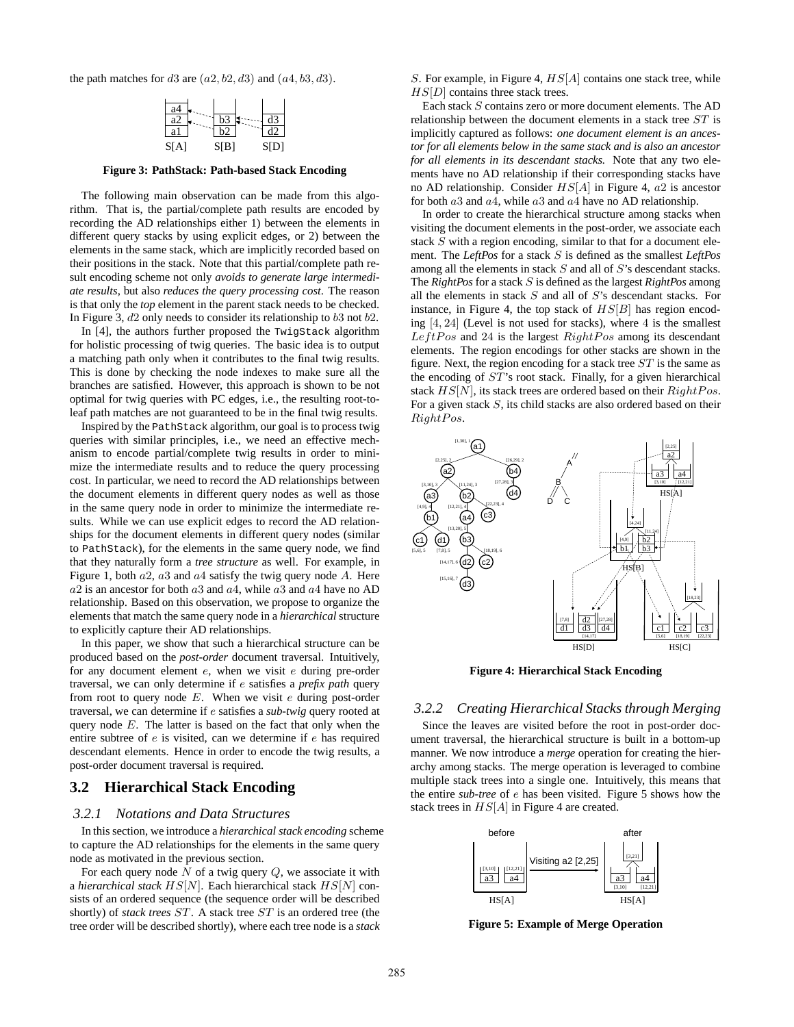the path matches for $d3$ are $(a2, b2, d3)$ and $(a4, b3, d3)$.

**Figure 3: PathStack: Path-based Stack Encoding**

The following main observation can be made from this algorithm. That is, the partial/complete path results are encoded by recording the AD relationships either 1) between the elements in different query stacks by using explicit edges, or 2) between the elements in the same stack, which are implicitly recorded based on their positions in the stack. Note that this partial/complete path result encoding scheme not only *avoids to generate large intermediate results*, but also *reduces the query processing cost*. The reason is that only the *top* element in the parent stack needs to be checked. In Figure 3, $d2$ only needs to consider its relationship to $b3$ not $b2$.

In [4], the authors further proposed the `TwigStack` algorithm for holistic processing of twig queries. The basic idea is to output a matching path only when it contributes to the final twig results. This is done by checking the node indexes to make sure all the branches are satisfied. However, this approach is shown to be not optimal for twig queries with PC edges, i.e., the resulting root-to-leaf path matches are not guaranteed to be in the final twig results.

Inspired by the `PathStack` algorithm, our goal is to process twig queries with similar principles, i.e., we need an effective mechanism to encode partial/complete twig results in order to minimize the intermediate results and to reduce the query processing cost. In particular, we need to record the AD relationships between the document elements in different query nodes as well as those in the same query node in order to minimize the intermediate results. While we can use explicit edges to record the AD relationships for the document elements in different query nodes (similar to `PathStack`), for the elements in the same query node, we find that they naturally form a *tree structure* as well. For example, in Figure 1, both $a2$, $a3$ and $a4$ satisfy the twig query node $A$. Here $a2$ is an ancestor for both $a3$ and $a4$, while $a3$ and $a4$ have no AD relationship. Based on this observation, we propose to organize the elements that match the same query node in a *hierarchical* structure to explicitly capture their AD relationships.

In this paper, we show that such a hierarchical structure can be produced based on the *post-order* document traversal. Intuitively, for any document element $e$, when we visit $e$ during pre-order traversal, we can only determine if $e$ satisfies a *prefix path* query from root to query node $E$. When we visit $e$ during post-order traversal, we can determine if $e$ satisfies a *sub-twig* query rooted at query node $E$. The latter is based on the fact that only when the entire subtree of $e$ is visited, can we determine if $e$ has required descendant elements. Hence in order to encode the twig results, a post-order document traversal is required.

## 3.2 Hierarchical Stack Encoding

### 3.2.1 Notations and Data Structures

In this section, we introduce a *hierarchical stack encoding* scheme to capture the AD relationships for the elements in the same query node as motivated in the previous section.

For each query node $N$ of a twig query $Q$, we associate it with a *hierarchical stack* $HS[N]$. Each hierarchical stack $HS[N]$ consists of an ordered sequence (the sequence order will be described shortly) of *stack trees* $ST$. A stack tree $ST$ is an ordered tree (the tree order will be described shortly), where each tree node is a *stack* $S$. For example, in Figure 4, $HS[A]$ contains one stack tree, while $HS[D]$ contains three stack trees.

Each stack $S$ contains zero or more document elements. The AD relationship between the document elements in a stack tree $ST$ is implicitly captured as follows: *one document element is an ancestor for all elements below in the same stack and is also an ancestor for all elements in its descendant stacks.* Note that any two elements have no AD relationship if their corresponding stacks have no AD relationship. Consider $HS[A]$ in Figure 4, $a2$ is ancestor for both $a3$ and $a4$, while $a3$ and $a4$ have no AD relationship.

In order to create the hierarchical structure among stacks when visiting the document elements in the post-order, we associate each stack $S$ with a region encoding, similar to that for a document element. The ***LeftPos*** for a stack $S$ is defined as the smallest ***LeftPos*** among all the elements in stack $S$ and all of $S$'s descendant stacks. The ***RightPos*** for a stack $S$ is defined as the largest ***RightPos*** among all the elements in stack $S$ and all of $S$'s descendant stacks. For instance, in Figure 4, the top stack of $HS[B]$ has region encoding $[4, 24]$ (Level is not used for stacks), where $4$ is the smallest $LeftPos$ and $24$ is the largest $RightPos$ among its descendant elements. The region encodings for other stacks are shown in the figure. Next, the region encoding for a stack tree $ST$ is the same as the encoding of $ST$'s root stack. Finally, for a given hierarchical stack $HS[N]$, its stack trees are ordered based on their $RightPos$. For a given stack $S$, its child stacks are also ordered based on their $RightPos$.

**Figure 4: Hierarchical Stack Encoding**

### 3.2.2 Creating Hierarchical Stacks through Merging

Since the leaves are visited before the root in post-order document traversal, the hierarchical structure is built in a bottom-up manner. We now introduce a *merge* operation for creating the hierarchy among stacks. The merge operation is leveraged to combine multiple stack trees into a single one. Intuitively, this means that the entire *sub-tree* of $e$ has been visited. Figure 5 shows how the stack trees in $HS[A]$ in Figure 4 are created.

**Figure 5: Example of Merge Operation**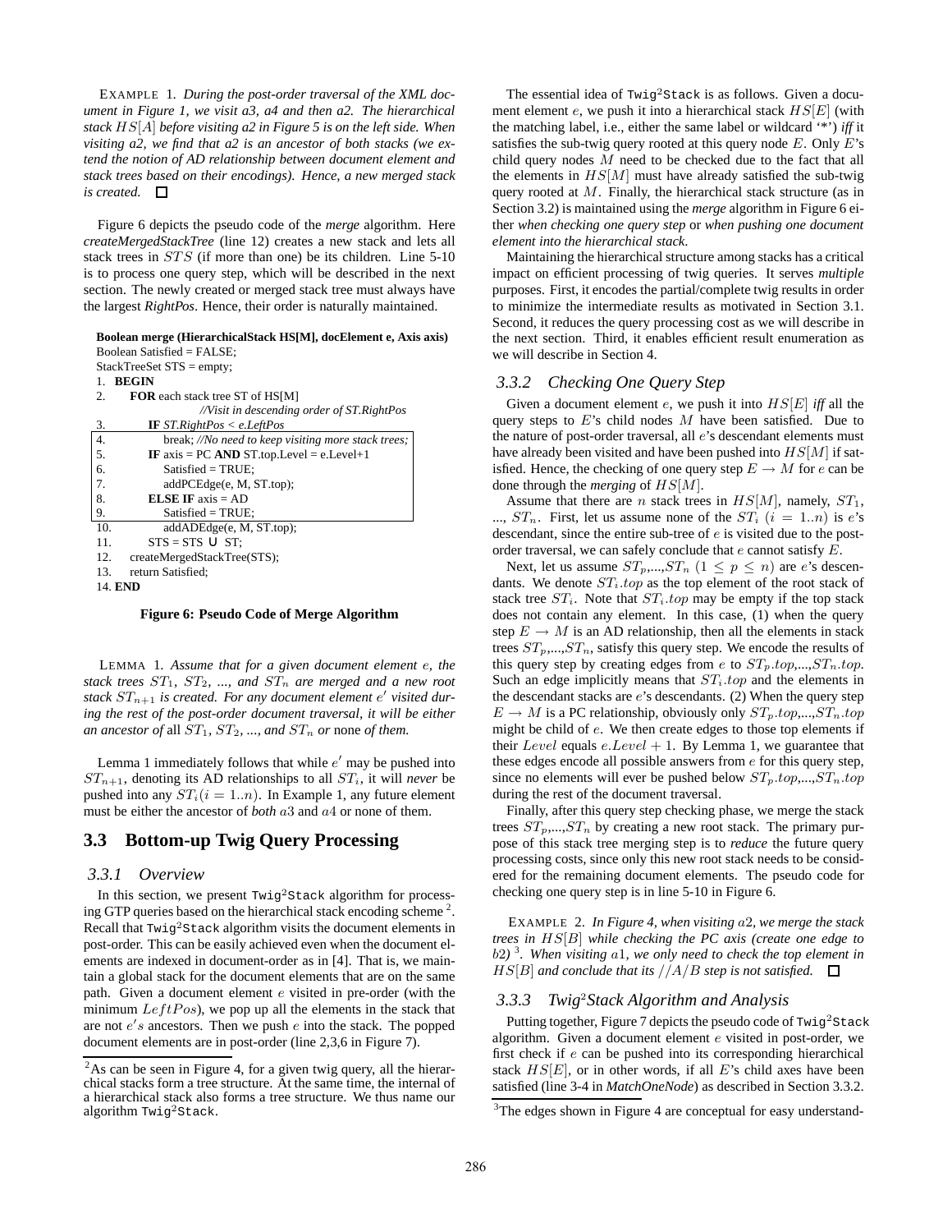EXAMPLE 1. *During the post-order traversal of the XML document in Figure 1, we visit a3, a4 and then a2. The hierarchical stack $HS[A]$ before visiting a2 in Figure 5 is on the left side. When visiting a2, we find that a2 is an ancestor of both stacks (we extend the notion of AD relationship between document element and stack trees based on their encodings). Hence, a new merged stack is created.* □

Figure 6 depicts the pseudo code of the *merge* algorithm. Here *createMergedStackTree* (line 12) creates a new stack and lets all stack trees in $STS$ (if more than one) be its children. Line 5-10 is to process one query step, which will be described in the next section. The newly created or merged stack tree must always have the largest *RightPos*. Hence, their order is naturally maintained.

```
Boolean merge (HierarchicalStack HS[M], docElement e, Axis axis)
Boolean Satisfied = FALSE;
StackTreeSet STS = empty;
1.  BEGIN
2.    FOR each stack tree ST of HS[M]
                 //Visit in descending order of ST.RightPos
3.      IF ST.RightPos < e.LeftPos
4.        break; //No need to keep visiting more stack trees;
5.      IF axis = PC AND ST.top.Level = e.Level+1
6.        Satisfied = TRUE;
7.        addPCEdge(e, M, ST.top);
8.      ELSE IF axis = AD
9.        Satisfied = TRUE;
10.       addADEdge(e, M, ST.top);
11.     STS = STS ∪ ST;
12.   createMergedStackTree(STS);
13.   return Satisfied;
14. END
```

**Figure 6: Pseudo Code of Merge Algorithm**

LEMMA 1. *Assume that for a given document element $e$, the stack trees $ST_1$, $ST_2$, ..., and $ST_n$ are merged and a new root stack $ST_{n+1}$ is created. For any document element $e'$ visited during the rest of the post-order document traversal, it will be either an ancestor of* all *$ST_1$, $ST_2$, ..., and $ST_n$ or* none *of them.*

Lemma 1 immediately follows that while $e'$ may be pushed into $ST_{n+1}$, denoting its AD relationships to all $ST_i$, it will *never* be pushed into any $ST_i (i = 1..n)$. In Example 1, any future element must be either the ancestor of *both* $a3$ and $a4$ or none of them.

## 3.3 Bottom-up Twig Query Processing

### 3.3.1 Overview

In this section, we present Twig$^2$Stack algorithm for processing GTP queries based on the hierarchical stack encoding scheme [2]. Recall that Twig$^2$Stack algorithm visits the document elements in post-order. This can be easily achieved even when the document elements are indexed in document-order as in [4]. That is, we maintain a global stack for the document elements that are on the same path. Given a document element $e$ visited in pre-order (with the minimum $LeftPos$), we pop up all the elements in the stack that are not $e's$ ancestors. Then we push $e$ into the stack. The popped document elements are in post-order (line 2,3,6 in Figure 7).

[2]As can be seen in Figure 4, for a given twig query, all the hierarchical stacks form a tree structure. At the same time, the internal of a hierarchical stack also forms a tree structure. We thus name our algorithm Twig$^2$Stack.

The essential idea of Twig$^2$Stack is as follows. Given a document element $e$, we push it into a hierarchical stack $HS[E]$ (with the matching label, i.e., either the same label or wildcard '*') *iff* it satisfies the sub-twig query rooted at this query node $E$. Only $E$'s child query nodes $M$ need to be checked due to the fact that all the elements in $HS[M]$ must have already satisfied the sub-twig query rooted at $M$. Finally, the hierarchical stack structure (as in Section 3.2) is maintained using the *merge* algorithm in Figure 6 either *when checking one query step* or *when pushing one document element into the hierarchical stack*.

Maintaining the hierarchical structure among stacks has a critical impact on efficient processing of twig queries. It serves *multiple* purposes. First, it encodes the partial/complete twig results in order to minimize the intermediate results as motivated in Section 3.1. Second, it reduces the query processing cost as we will describe in the next section. Third, it enables efficient result enumeration as we will describe in Section 4.

### 3.3.2 Checking One Query Step

Given a document element $e$, we push it into $HS[E]$ *iff* all the query steps to $E$'s child nodes $M$ have been satisfied. Due to the nature of post-order traversal, all $e$'s descendant elements must have already been visited and have been pushed into $HS[M]$ if satisfied. Hence, the checking of one query step $E \rightarrow M$ for $e$ can be done through the *merging* of $HS[M]$.

Assume that there are $n$ stack trees in $HS[M]$, namely, $ST_1$, ..., $ST_n$. First, let us assume none of the $ST_i$ $(i = 1..n)$ is $e$'s descendant, since the entire sub-tree of $e$ is visited due to the post-order traversal, we can safely conclude that $e$ cannot satisfy $E$.

Next, let us assume $ST_p$,...,$ST_n$ $(1 \leq p \leq n)$ are $e$'s descendants. We denote $ST_i.top$ as the top element of the root stack of stack tree $ST_i$. Note that $ST_i.top$ may be empty if the top stack does not contain any element. In this case, (1) when the query step $E \rightarrow M$ is an AD relationship, then all the elements in stack trees $ST_p$,...,$ST_n$, satisfy this query step. We encode the results of this query step by creating edges from $e$ to $ST_p.top$,...,$ST_n.top$. Such an edge implicitly means that $ST_i.top$ and the elements in the descendant stacks are $e$'s descendants. (2) When the query step $E \rightarrow M$ is a PC relationship, obviously only $ST_p.top$,...,$ST_n.top$ might be child of $e$. We then create edges to those top elements if their $Level$ equals $e.Level + 1$. By Lemma 1, we guarantee that these edges encode all possible answers from $e$ for this query step, since no elements will ever be pushed below $ST_p.top$,...,$ST_n.top$ during the rest of the document traversal.

Finally, after this query step checking phase, we merge the stack trees $ST_p$,...,$ST_n$ by creating a new root stack. The primary purpose of this stack tree merging step is to *reduce* the future query processing costs, since only this new root stack needs to be considered for the remaining document elements. The pseudo code for checking one query step is in line 5-10 in Figure 6.

EXAMPLE 2. *In Figure 4, when visiting $a2$, we merge the stack trees in $HS[B]$ while checking the PC axis (create one edge to $b2$)* [3]. *When visiting $a1$, we only need to check the top element in $HS[B]$ and conclude that its $//A/B$ step is not satisfied.* □

### 3.3.3 Twig$^2$Stack Algorithm and Analysis

Putting together, Figure 7 depicts the pseudo code of Twig$^2$Stack algorithm. Given a document element $e$ visited in post-order, we first check if $e$ can be pushed into its corresponding hierarchical stack $HS[E]$, or in other words, if all $E$'s child axes have been satisfied (line 3-4 in *MatchOneNode*) as described in Section 3.3.2.

[3]The edges shown in Figure 4 are conceptual for easy understand-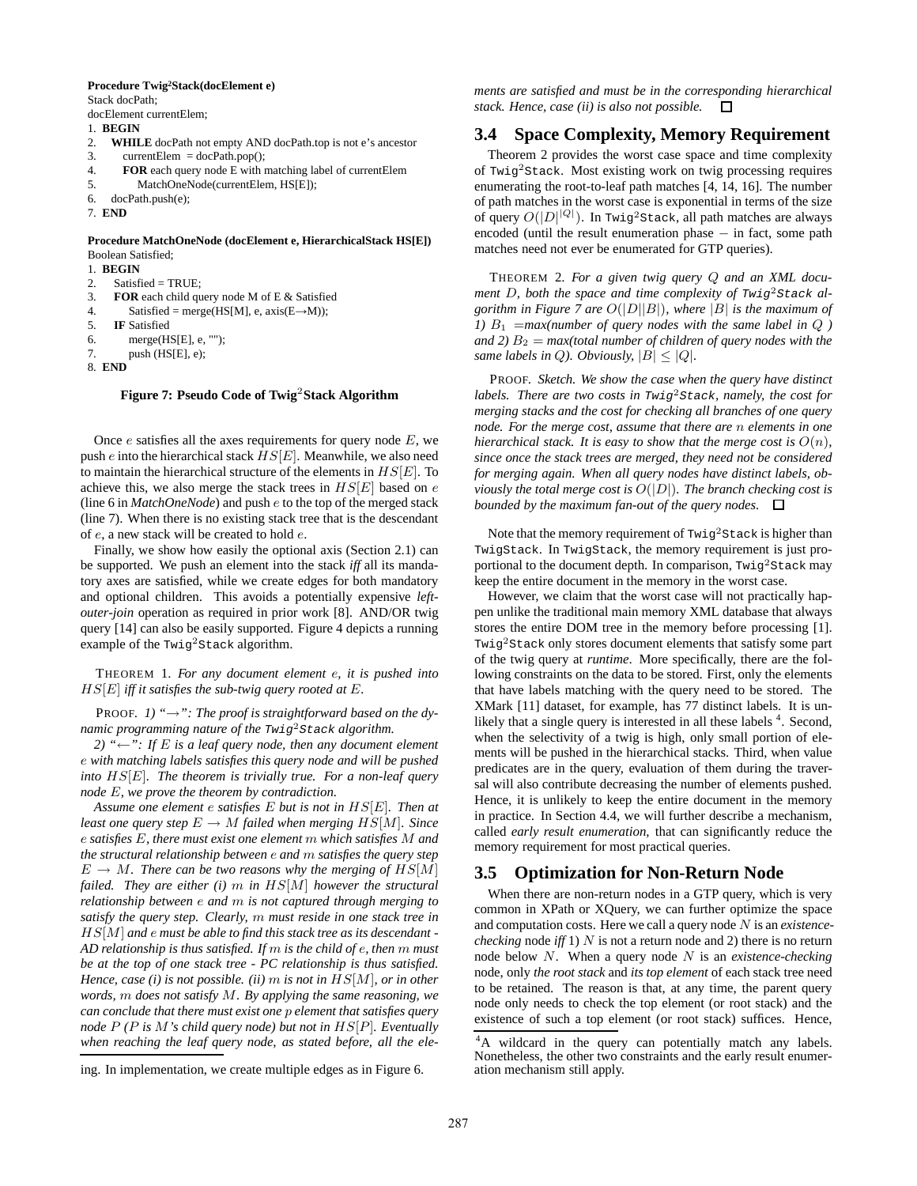```
Procedure Twig2Stack(docElement e)
Stack docPath;
docElement currentElem;
1.  BEGIN
2.    WHILE docPath not empty AND docPath.top is not e's ancestor
3.      currentElem = docPath.pop();
4.      FOR each query node E with matching label of currentElem
5.        MatchOneNode(currentElem, HS[E]);
6.    docPath.push(e);
7.  END

Procedure MatchOneNode (docElement e, HierarchicalStack HS[E])
Boolean Satisfied;
1.  BEGIN
2.    Satisfied = TRUE;
3.    FOR each child query node M of E & Satisfied
4.      Satisfied = merge(HS[M], e, axis(E→M));
5.    IF Satisfied
6.      merge(HS[E], e, "");
7.      push (HS[E], e);
8.  END
```

**Figure 7: Pseudo Code of Twig$^2$Stack Algorithm**

ing. In implementation, we create multiple edges as in Figure 6.

Once $e$ satisfies all the axes requirements for query node $E$, we push $e$ into the hierarchical stack $HS[E]$. Meanwhile, we also need to maintain the hierarchical structure of the elements in $HS[E]$. To achieve this, we also merge the stack trees in $HS[E]$ based on $e$ (line 6 in *MatchOneNode*) and push $e$ to the top of the merged stack (line 7). When there is no existing stack tree that is the descendant of $e$, a new stack will be created to hold $e$.

Finally, we show how easily the optional axis (Section 2.1) can be supported. We push an element into the stack *iff* all its mandatory axes are satisfied, while we create edges for both mandatory and optional children. This avoids a potentially expensive *left-outer-join* operation as required in prior work [8]. AND/OR twig query [14] can also be easily supported. Figure 4 depicts a running example of the Twig$^2$Stack algorithm.

THEOREM 1. *For any document element $e$, it is pushed into $HS[E]$ iff it satisfies the sub-twig query rooted at $E$.*

PROOF. *1) "$\rightarrow$": The proof is straightforward based on the dynamic programming nature of the Twig$^2$Stack algorithm.*

*2) "$\leftarrow$": If $E$ is a leaf query node, then any document element $e$ with matching labels satisfies this query node and will be pushed into $HS[E]$. The theorem is trivially true. For a non-leaf query node $E$, we prove the theorem by contradiction.*

*Assume one element $e$ satisfies $E$ but is not in $HS[E]$. Then at least one query step $E \rightarrow M$ failed when merging $HS[M]$. Since $e$ satisfies $E$, there must exist one element $m$ which satisfies $M$ and the structural relationship between $e$ and $m$ satisfies the query step $E \rightarrow M$. There can be two reasons why the merging of $HS[M]$ failed. They are either (i) $m$ in $HS[M]$ however the structural relationship between $e$ and $m$ is not captured through merging to satisfy the query step. Clearly, $m$ must reside in one stack tree in $HS[M]$ and $e$ must be able to find this stack tree as its descendant - AD relationship is thus satisfied. If $m$ is the child of $e$, then $m$ must be at the top of one stack tree - PC relationship is thus satisfied. Hence, case (i) is not possible. (ii) $m$ is not in $HS[M]$, or in other words, $m$ does not satisfy $M$. By applying the same reasoning, we can conclude that there must exist one $p$ element that satisfies query node $P$ ($P$ is $M$'s child query node) but not in $HS[P]$. Eventually when reaching the leaf query node, as stated before, all the elements are satisfied and must be in the corresponding hierarchical stack. Hence, case (ii) is also not possible.* □

## 3.4 Space Complexity, Memory Requirement

Theorem 2 provides the worst case space and time complexity of Twig$^2$Stack. Most existing work on twig processing requires enumerating the root-to-leaf path matches [4, 14, 16]. The number of path matches in the worst case is exponential in terms of the size of query $O(|D|^{|Q|})$. In Twig$^2$Stack, all path matches are always encoded (until the result enumeration phase − in fact, some path matches need not ever be enumerated for GTP queries).

THEOREM 2. *For a given twig query $Q$ and an XML document $D$, both the space and time complexity of Twig$^2$Stack algorithm in Figure 7 are $O(|D||B|)$, where $|B|$ is the maximum of 1) $B_1$ =max(number of query nodes with the same label in $Q$) and 2) $B_2$ = max(total number of children of query nodes with the same labels in $Q$). Obviously, $|B| \leq |Q|$.*

PROOF. *Sketch. We show the case when the query have distinct labels. There are two costs in Twig$^2$Stack, namely, the cost for merging stacks and the cost for checking all branches of one query node. For the merge cost, assume that there are $n$ elements in one hierarchical stack. It is easy to show that the merge cost is $O(n)$, since once the stack trees are merged, they need not be considered for merging again. When all query nodes have distinct labels, obviously the total merge cost is $O(|D|)$. The branch checking cost is bounded by the maximum fan-out of the query nodes.* □

Note that the memory requirement of Twig$^2$Stack is higher than TwigStack. In TwigStack, the memory requirement is just proportional to the document depth. In comparison, Twig$^2$Stack may keep the entire document in the memory in the worst case.

However, we claim that the worst case will not practically happen unlike the traditional main memory XML database that always stores the entire DOM tree in the memory before processing [1]. Twig$^2$Stack only stores document elements that satisfy some part of the twig query at *runtime*. More specifically, there are the following constraints on the data to be stored. First, only the elements that have labels matching with the query need to be stored. The XMark [11] dataset, for example, has 77 distinct labels. It is unlikely that a single query is interested in all these labels [4]. Second, when the selectivity of a twig is high, only small portion of elements will be pushed in the hierarchical stacks. Third, when value predicates are in the query, evaluation of them during the traversal will also contribute decreasing the number of elements pushed. Hence, it is unlikely to keep the entire document in the memory in practice. In Section 4.4, we will further describe a mechanism, called *early result enumeration*, that can significantly reduce the memory requirement for most practical queries.

## 3.5 Optimization for Non-Return Node

When there are non-return nodes in a GTP query, which is very common in XPath or XQuery, we can further optimize the space and computation costs. Here we call a query node $N$ is an *existence-checking* node *iff* 1) $N$ is not a return node and 2) there is no return node below $N$. When a query node $N$ is an *existence-checking* node, only *the root stack* and *its top element* of each stack tree need to be retained. The reason is that, at any time, the parent query node only needs to check the top element (or root stack) and the existence of such a top element (or root stack) suffices. Hence,

[4] A wildcard in the query can potentially match any labels. Nonetheless, the other two constraints and the early result enumeration mechanism still apply.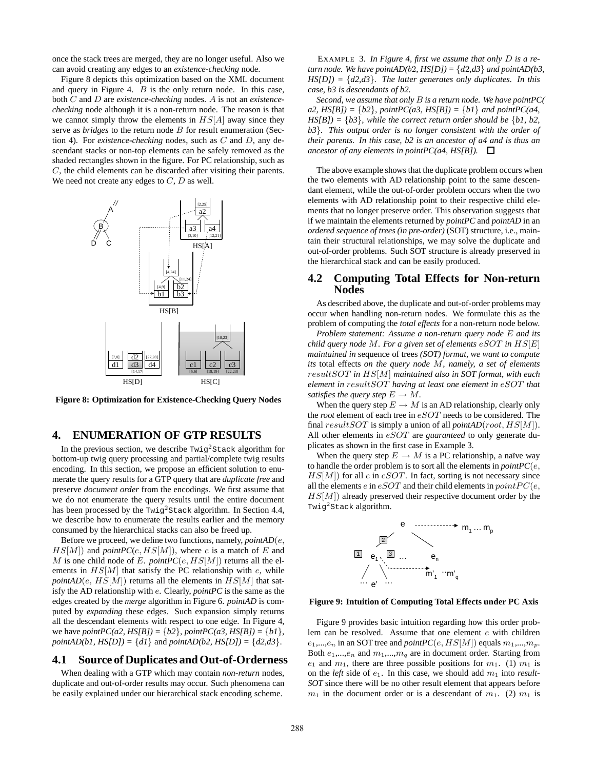once the stack trees are merged, they are no longer useful. Also we can avoid creating any edges to an *existence-checking* node.

Figure 8 depicts this optimization based on the XML document and query in Figure 4. $B$ is the only return node. In this case, both $C$ and $D$ are *existence-checking* nodes. $A$ is not an *existence-checking* node although it is a non-return node. The reason is that we cannot simply throw the elements in $HS[A]$ away since they serve as *bridges* to the return node $B$ for result enumeration (Section 4). For *existence-checking* nodes, such as $C$ and $D$, any descendant stacks or non-top elements can be safely removed as the shaded rectangles shown in the figure. For PC relationship, such as $C$, the child elements can be discarded after visiting their parents. We need not create any edges to $C$, $D$ as well.

**Figure 8: Optimization for Existence-Checking Query Nodes**

# 4. ENUMERATION OF GTP RESULTS

In the previous section, we describe `Twig`$^2$`Stack` algorithm for bottom-up twig query processing and partial/complete twig results encoding. In this section, we propose an efficient solution to enumerate the query results for a GTP query that are *duplicate free* and preserve *document order* from the encodings. We first assume that we do not enumerate the query results until the entire document has been processed by the `Twig`$^2$`Stack` algorithm. In Section 4.4, we describe how to enumerate the results earlier and the memory consumed by the hierarchical stacks can also be freed up.

Before we proceed, we define two functions, namely, *pointAD*($e$, $HS[M]$) and *pointPC*($e, HS[M]$), where $e$ is a match of $E$ and $M$ is one child node of $E$. *pointPC*($e, HS[M]$) returns all the elements in $HS[M]$ that satisfy the PC relationship with $e$, while *pointAD*($e$, $HS[M]$) returns all the elements in $HS[M]$ that satisfy the AD relationship with $e$. Clearly, *pointPC* is the same as the edges created by the *merge* algorithm in Figure 6. *pointAD* is computed by *expanding* these edges. Such expansion simply returns all the descendant elements with respect to one edge. In Figure 4, we have *pointPC(a2, HS[B])* = {*b2*}, *pointPC(a3, HS[B])* = {*b1*}, *pointAD(b1, HS[D])* = {*d1*} and *pointAD(b2, HS[D])* = {*d2,d3*}.

## 4.1 Source of Duplicates and Out-of-Orderness

When dealing with a GTP which may contain *non-return* nodes, duplicate and out-of-order results may occur. Such phenomena can be easily explained under our hierarchical stack encoding scheme.

EXAMPLE 3. *In Figure 4, first we assume that only $D$ is a return node. We have pointAD($b2$, HS[D]) = {$d2$,$d3$} and pointAD(b3, HS[D]) = {d2,d3}. The latter generates only duplicates. In this case, b3 is descendants of b2.*

*Second, we assume that only $B$ is a return node. We have pointPC( a2, HS[B]) = {b2}, pointPC(a3, HS[B]) = {b1} and pointPC(a4, HS[B]) = {b3}, while the correct return order should be {b1, b2, b3}. This output order is no longer consistent with the order of their parents. In this case, b2 is an ancestor of a4 and is thus an ancestor of any elements in pointPC(a4, HS[B]).* ☐

The above example shows that the duplicate problem occurs when the two elements with AD relationship point to the same descendant element, while the out-of-order problem occurs when the two elements with AD relationship point to their respective child elements that no longer preserve order. This observation suggests that if we maintain the elements returned by *pointPC* and *pointAD* in an *ordered sequence of trees (in pre-order)* (SOT) structure, i.e., maintain their structural relationships, we may solve the duplicate and out-of-order problems. Such SOT structure is already preserved in the hierarchical stack and can be easily produced.

## 4.2 Computing Total Effects for Non-return Nodes

As described above, the duplicate and out-of-order problems may occur when handling non-return nodes. We formulate this as the problem of computing the *total effects* for a non-return node below.

*Problem statement: Assume a non-return query node $E$ and its child query node $M$. For a given set of elements $eSOT$ in $HS[E]$ maintained in* sequence of trees *(SOT) format, we want to compute its* total effects *on the query node $M$, namely, a set of elements $resultSOT$ in $HS[M]$ maintained also in SOT format, with each element in $resultSOT$ having at least one element in $eSOT$ that satisfies the query step $E \rightarrow M$.*

When the query step $E \rightarrow M$ is an AD relationship, clearly only the *root* element of each tree in $eSOT$ needs to be considered. The final $resultSOT$ is simply a union of all *pointAD*($root, HS[M]$). All other elements in $eSOT$ are *guaranteed* to only generate duplicates as shown in the first case in Example 3.

When the query step $E \rightarrow M$ is a PC relationship, a naïve way to handle the order problem is to sort all the elements in *pointPC*($e$, $HS[M]$) for all $e$ in $eSOT$. In fact, sorting is not necessary since all the elements $e$ in $eSOT$ and their child elements in $pointPC(e$, $HS[M])$ already preserved their respective document order by the `Twig`$^2$`Stack` algorithm.

**Figure 9: Intuition of Computing Total Effects under PC Axis**

Figure 9 provides basic intuition regarding how this order problem can be resolved. Assume that one element $e$ with children $e_1$,...,$e_n$ in an SOT tree and *pointPC*($e, HS[M]$) equals $m_1$,...,$m_p$. Both $e_1$,...,$e_n$ and $m_1$,...,$m_q$ are in document order. Starting from $e_1$ and $m_1$, there are three possible positions for $m_1$. (1) $m_1$ is on the *left* side of $e_1$. In this case, we should add $m_1$ into *result-SOT* since there will be no other result element that appears before $m_1$ in the document order or is a descendant of $m_1$. (2) $m_1$ is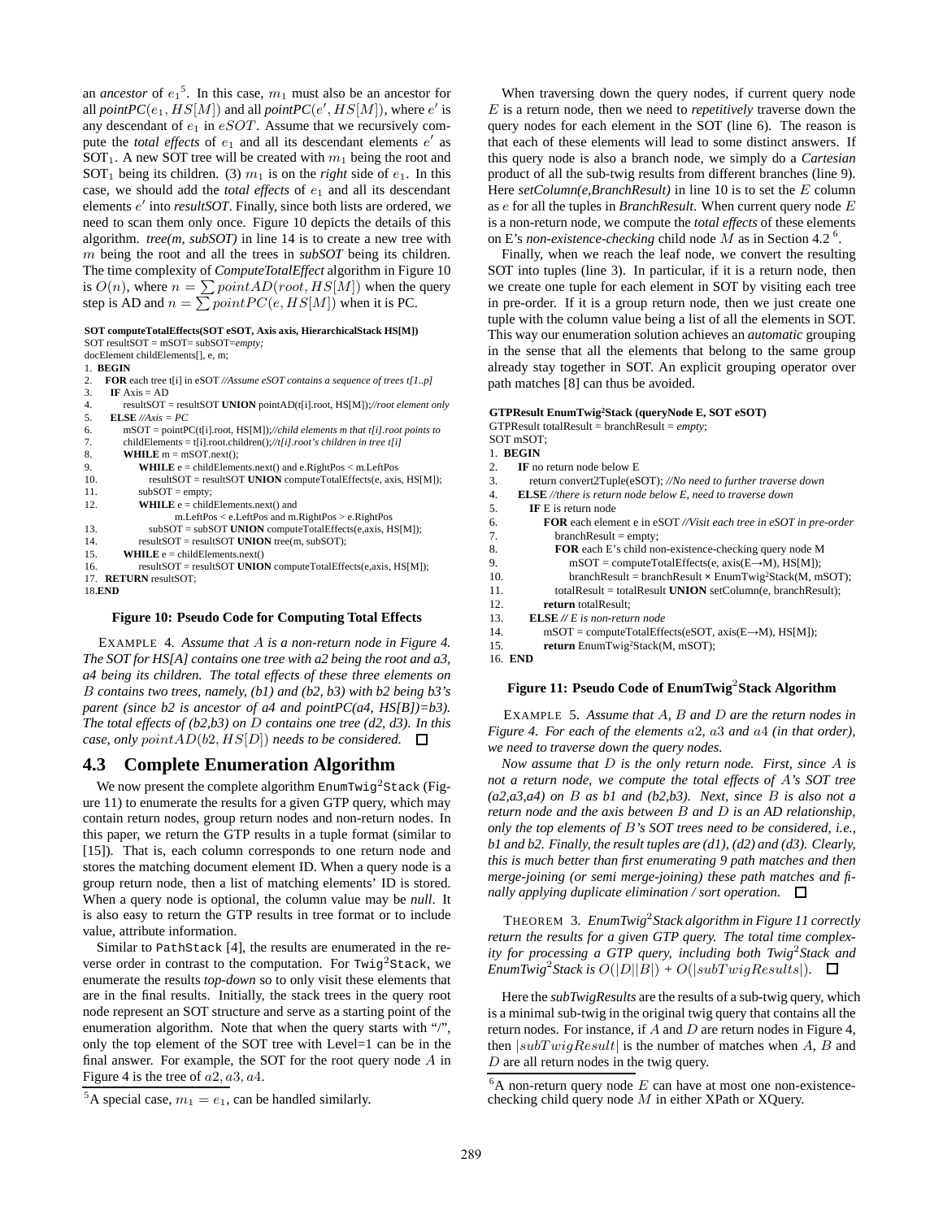an *ancestor* of $e_1$[5]. In this case, $m_1$ must also be an ancestor for all $pointPC(e_1, HS[M])$ and all $pointPC(e', HS[M])$, where $e'$ is any descendant of $e_1$ in $eSOT$. Assume that we recursively compute the *total effects* of $e_1$ and all its descendant elements $e'$ as $\text{SOT}_1$. A new SOT tree will be created with $m_1$ being the root and $\text{SOT}_1$ being its children. (3) $m_1$ is on the *right* side of $e_1$. In this case, we should add the *total effects* of $e_1$ and all its descendant elements $e'$ into *resultSOT*. Finally, since both lists are ordered, we need to scan them only once. Figure 10 depicts the details of this algorithm. *tree(m, subSOT)* in line 14 is to create a new tree with $m$ being the root and all the trees in *subSOT* being its children. The time complexity of *ComputeTotalEffect* algorithm in Figure 10 is $O(n)$, where $n = \sum pointAD(root, HS[M])$ when the query step is AD and $n = \sum pointPC(e, HS[M])$ when it is PC.

```
SOT computeTotalEffects(SOT eSOT, Axis axis, HierarchicalStack HS[M])
SOT resultSOT = mSOT= subSOT=empty;
docElement childElements[], e, m;
1.  BEGIN
2.    FOR each tree t[i] in eSOT //Assume eSOT contains a sequence of trees t[1..p]
3.      IF Axis = AD
4.        resultSOT = resultSOT UNION pointAD(t[i].root, HS[M]);//root element only
5.      ELSE //Axis = PC
6.        mSOT = pointPC(t[i].root, HS[M]);//child elements m that t[i].root points to
7.        childElements = t[i].root.children();//t[i].root's children in tree t[i]
8.        WHILE m = mSOT.next();
9.          WHILE e = childElements.next() and e.RightPos < m.LeftPos
10.           resultSOT = resultSOT UNION computeTotalEffects(e, axis, HS[M]);
11.         subSOT = empty;
12.         WHILE e = childElements.next() and
                  m.LeftPos < e.LeftPos and m.RightPos > e.RightPos
13.           subSOT = subSOT UNION computeTotalEffects(e,axis, HS[M]);
14.         resultSOT = resultSOT UNION tree(m, subSOT);
15.       WHILE e = childElements.next()
16.         resultSOT = resultSOT UNION computeTotalEffects(e,axis,HS[M]);
17.   RETURN resultSOT;
18.END
```

**Figure 10: Pseudo Code for Computing Total Effects**

EXAMPLE 4. *Assume that $A$ is a non-return node in Figure 4. The SOT for HS[A] contains one tree with a2 being the root and a3, a4 being its children. The total effects of these three elements on $B$ contains two trees, namely, (b1) and (b2, b3) with b2 being b3's parent (since b2 is ancestor of a4 and pointPC(a4, HS[B])=b3). The total effects of (b2,b3) on $D$ contains one tree (d2, d3). In this case, only $pointAD(b2, HS[D])$ needs to be considered.* □

## 4.3 Complete Enumeration Algorithm

We now present the complete algorithm EnumTwig²Stack (Figure 11) to enumerate the results for a given GTP query, which may contain return nodes, group return nodes and non-return nodes. In this paper, we return the GTP results in a tuple format (similar to [15]). That is, each column corresponds to one return node and stores the matching document element ID. When a query node is a group return node, then a list of matching elements' ID is stored. When a query node is optional, the column value may be *null*. It is also easy to return the GTP results in tree format or to include value, attribute information.

Similar to PathStack [4], the results are enumerated in the reverse order in contrast to the computation. For Twig²Stack, we enumerate the results *top-down* so to only visit these elements that are in the final results. Initially, the stack trees in the query root node represent an SOT structure and serve as a starting point of the enumeration algorithm. Note that when the query starts with "/", only the top element of the SOT tree with Level=1 can be in the final answer. For example, the SOT for the root query node $A$ in Figure 4 is the tree of $a2, a3, a4$.

[5]A special case, $m_1 = e_1$, can be handled similarly.

When traversing down the query nodes, if current query node $E$ is a return node, then we need to *repetitively* traverse down the query nodes for each element in the SOT (line 6). The reason is that each of these elements will lead to some distinct answers. If this query node is also a branch node, we simply do a *Cartesian* product of all the sub-twig results from different branches (line 9). Here *setColumn(e,BranchResult)* in line 10 is to set the $E$ column as $e$ for all the tuples in *BranchResult*. When current query node $E$ is a non-return node, we compute the *total effects* of these elements on E's *non-existence-checking* child node $M$ as in Section 4.2 [6].

Finally, when we reach the leaf node, we convert the resulting SOT into tuples (line 3). In particular, if it is a return node, then we create one tuple for each element in SOT by visiting each tree in pre-order. If it is a group return node, then we just create one tuple with the column value being a list of all the elements in SOT. This way our enumeration solution achieves an *automatic* grouping in the sense that all the elements that belong to the same group already stay together in SOT. An explicit grouping operator over path matches [8] can thus be avoided.

```
GTPResult EnumTwig²Stack (queryNode E, SOT eSOT)
GTPResult totalResult = branchResult = empty;
SOT mSOT;
1.  BEGIN
2.    IF no return node below E
3.      return convert2Tuple(eSOT); //No need to further traverse down
4.    ELSE //there is return node below E, need to traverse down
5.      IF E is return node
6.        FOR each element e in eSOT //Visit each tree in eSOT in pre-order
7.          branchResult = empty;
8.          FOR each E's child non-existence-checking query node M
9.            mSOT = computeTotalEffects(e, axis(E→M), HS[M]);
10.           branchResult = branchResult × EnumTwig²Stack(M, mSOT);
11.         totalResult = totalResult UNION setColumn(e, branchResult);
12.       return totalResult;
13.     ELSE // E is non-return node
14.       mSOT = computeTotalEffects(eSOT, axis(E→M), HS[M]);
15.       return EnumTwig²Stack(M, mSOT);
16. END
```

**Figure 11: Pseudo Code of EnumTwig²Stack Algorithm**

EXAMPLE 5. *Assume that $A$, $B$ and $D$ are the return nodes in Figure 4. For each of the elements $a2$, $a3$ and $a4$ (in that order), we need to traverse down the query nodes.*

*Now assume that $D$ is the only return node. First, since $A$ is not a return node, we compute the total effects of $A$'s SOT tree (a2,a3,a4) on $B$ as b1 and (b2,b3). Next, since $B$ is also not a return node and the axis between $B$ and $D$ is an AD relationship, only the top elements of $B$'s SOT trees need to be considered, i.e., b1 and b2. Finally, the result tuples are (d1), (d2) and (d3). Clearly, this is much better than first enumerating 9 path matches and then merge-joining (or semi merge-joining) these path matches and finally applying duplicate elimination / sort operation.* □

THEOREM 3. *EnumTwig²Stack algorithm in Figure 11 correctly return the results for a given GTP query. The total time complexity for processing a GTP query, including both Twig²Stack and EnumTwig²Stack is $O(|D||B|)$ + $O(|subTwigResults|)$.* □

Here the *subTwigResults* are the results of a sub-twig query, which is a minimal sub-twig in the original twig query that contains all the return nodes. For instance, if $A$ and $D$ are return nodes in Figure 4, then $|subTwigResult|$ is the number of matches when $A$, $B$ and $D$ are all return nodes in the twig query.

[6]A non-return query node $E$ can have at most one non-existence-checking child query node $M$ in either XPath or XQuery.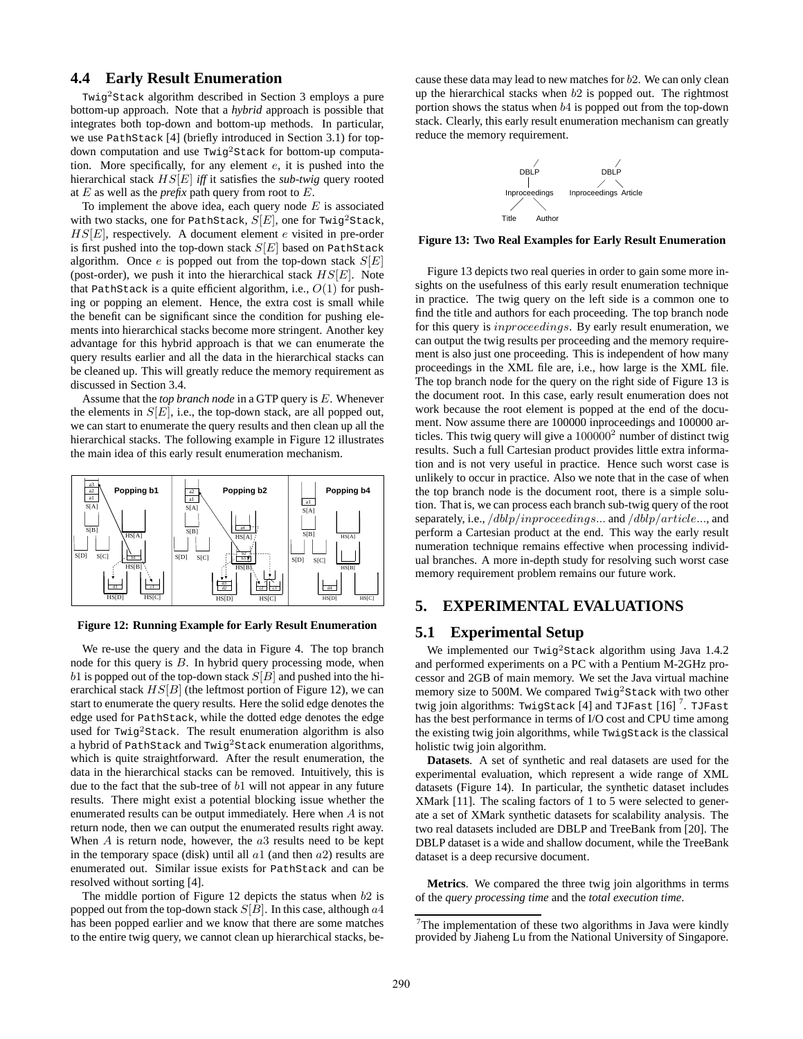### 4.4 Early Result Enumeration

Twig$^2$Stack algorithm described in Section 3 employs a pure bottom-up approach. Note that a *hybrid* approach is possible that integrates both top-down and bottom-up methods. In particular, we use PathStack [4] (briefly introduced in Section 3.1) for top-down computation and use Twig$^2$Stack for bottom-up computation. More specifically, for any element $e$, it is pushed into the hierarchical stack $HS[E]$ *iff* it satisfies the *sub-twig* query rooted at $E$ as well as the *prefix* path query from root to $E$.

To implement the above idea, each query node $E$ is associated with two stacks, one for PathStack, $S[E]$, one for Twig$^2$Stack, $HS[E]$, respectively. A document element $e$ visited in pre-order is first pushed into the top-down stack $S[E]$ based on PathStack algorithm. Once $e$ is popped out from the top-down stack $S[E]$ (post-order), we push it into the hierarchical stack $HS[E]$. Note that PathStack is a quite efficient algorithm, i.e., $O(1)$ for pushing or popping an element. Hence, the extra cost is small while the benefit can be significant since the condition for pushing elements into hierarchical stacks become more stringent. Another key advantage for this hybrid approach is that we can enumerate the query results earlier and all the data in the hierarchical stacks can be cleaned up. This will greatly reduce the memory requirement as discussed in Section 3.4.

Assume that the *top branch node* in a GTP query is $E$. Whenever the elements in $S[E]$, i.e., the top-down stack, are all popped out, we can start to enumerate the query results and then clean up all the hierarchical stacks. The following example in Figure 12 illustrates the main idea of this early result enumeration mechanism.

**Figure 12: Running Example for Early Result Enumeration**

We re-use the query and the data in Figure 4. The top branch node for this query is $B$. In hybrid query processing mode, when $b1$ is popped out of the top-down stack $S[B]$ and pushed into the hierarchical stack $HS[B]$ (the leftmost portion of Figure 12), we can start to enumerate the query results. Here the solid edge denotes the edge used for PathStack, while the dotted edge denotes the edge used for Twig$^2$Stack. The result enumeration algorithm is also a hybrid of PathStack and Twig$^2$Stack enumeration algorithms, which is quite straightforward. After the result enumeration, the data in the hierarchical stacks can be removed. Intuitively, this is due to the fact that the sub-tree of $b1$ will not appear in any future results. There might exist a potential blocking issue whether the enumerated results can be output immediately. Here when $A$ is not return node, then we can output the enumerated results right away. When $A$ is return node, however, the $a3$ results need to be kept in the temporary space (disk) until all $a1$ (and then $a2$) results are enumerated out. Similar issue exists for PathStack and can be resolved without sorting [4].

The middle portion of Figure 12 depicts the status when $b2$ is popped out from the top-down stack $S[B]$. In this case, although $a4$ has been popped earlier and we know that there are some matches to the entire twig query, we cannot clean up hierarchical stacks, because these data may lead to new matches for $b2$. We can only clean up the hierarchical stacks when $b2$ is popped out. The rightmost portion shows the status when $b4$ is popped out from the top-down stack. Clearly, this early result enumeration mechanism can greatly reduce the memory requirement.

**Figure 13: Two Real Examples for Early Result Enumeration**

Figure 13 depicts two real queries in order to gain some more insights on the usefulness of this early result enumeration technique in practice. The twig query on the left side is a common one to find the title and authors for each proceeding. The top branch node for this query is $inproceedings$. By early result enumeration, we can output the twig results per proceeding and the memory requirement is also just one proceeding. This is independent of how many proceedings in the XML file are, i.e., how large is the XML file. The top branch node for the query on the right side of Figure 13 is the document root. In this case, early result enumeration does not work because the root element is popped at the end of the document. Now assume there are 100000 inproceedings and 100000 articles. This twig query will give a $100000^2$ number of distinct twig results. Such a full Cartesian product provides little extra information and is not very useful in practice. Hence such worst case is unlikely to occur in practice. Also we note that in the case of when the top branch node is the document root, there is a simple solution. That is, we can process each branch sub-twig query of the root separately, i.e., $/dblp/inproceedings...$ and $/dblp/article...$, and perform a Cartesian product at the end. This way the early result numeration technique remains effective when processing individual branches. A more in-depth study for resolving such worst case memory requirement problem remains our future work.

## 5. EXPERIMENTAL EVALUATIONS

### 5.1 Experimental Setup

We implemented our Twig$^2$Stack algorithm using Java 1.4.2 and performed experiments on a PC with a Pentium M-2GHz processor and 2GB of main memory. We set the Java virtual machine memory size to 500M. We compared Twig$^2$Stack with two other twig join algorithms: TwigStack [4] and TJFast [16] [7]. TJFast has the best performance in terms of I/O cost and CPU time among the existing twig join algorithms, while TwigStack is the classical holistic twig join algorithm.

**Datasets**. A set of synthetic and real datasets are used for the experimental evaluation, which represent a wide range of XML datasets (Figure 14). In particular, the synthetic dataset includes XMark [11]. The scaling factors of 1 to 5 were selected to generate a set of XMark synthetic datasets for scalability analysis. The two real datasets included are DBLP and TreeBank from [20]. The DBLP dataset is a wide and shallow document, while the TreeBank dataset is a deep recursive document.

**Metrics**. We compared the three twig join algorithms in terms of the *query processing time* and the *total execution time*.

[7] The implementation of these two algorithms in Java were kindly provided by Jiaheng Lu from the National University of Singapore.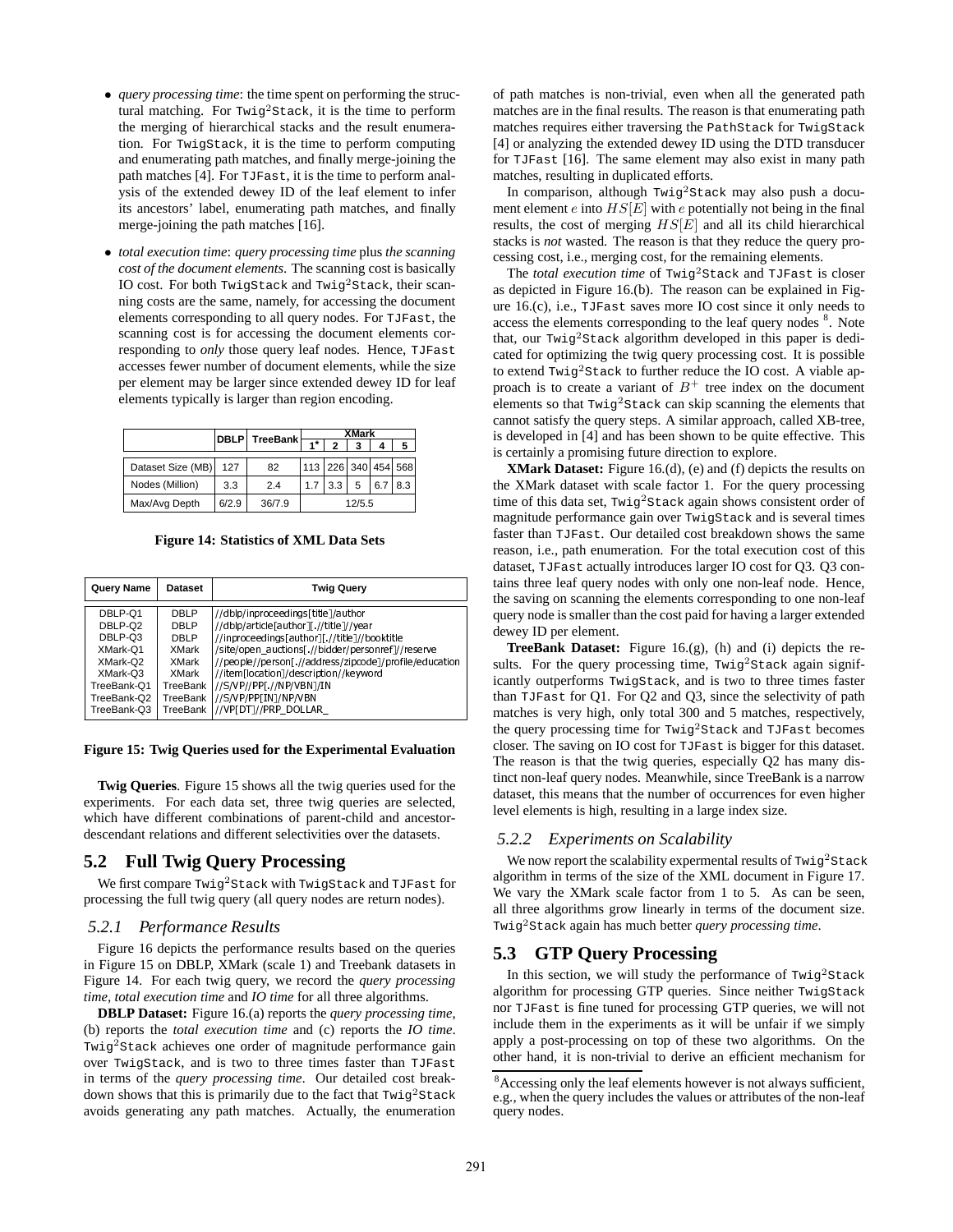- *query processing time*: the time spent on performing the structural matching. For Twig$^2$Stack, it is the time to perform the merging of hierarchical stacks and the result enumeration. For TwigStack, it is the time to perform computing and enumerating path matches, and finally merge-joining the path matches [4]. For TJFast, it is the time to perform analysis of the extended dewey ID of the leaf element to infer its ancestors' label, enumerating path matches, and finally merge-joining the path matches [16].
- *total execution time*: *query processing time* plus *the scanning cost of the document elements*. The scanning cost is basically IO cost. For both TwigStack and Twig$^2$Stack, their scanning costs are the same, namely, for accessing the document elements corresponding to all query nodes. For TJFast, the scanning cost is for accessing the document elements corresponding to *only* those query leaf nodes. Hence, TJFast accesses fewer number of document elements, while the size per element may be larger since extended dewey ID for leaf elements typically is larger than region encoding.

| | DBLP | TreeBank | XMark | | | | |
|---|---|---|---|---|---|---|---|
| | | | 1* | 2 | 3 | 4 | 5 |
| Dataset Size (MB) | 127 | 82 | 113 | 226 | 340 | 454 | 568 |
| Nodes (Million) | 3.3 | 2.4 | 1.7 | 3.3 | 5 | 6.7 | 8.3 |
| Max/Avg Depth | 6/2.9 | 36/7.9 | 12/5.5 | | | | |

**Figure 14: Statistics of XML Data Sets**

| Query Name | Dataset | Twig Query |
|---|---|---|
| DBLP-Q1 | DBLP | //dblp/inproceedings[title]/author |
| DBLP-Q2 | DBLP | //dblp/article[author][.//title]//year |
| DBLP-Q3 | DBLP | //inproceedings[author][.//title]//booktitle |
| XMark-Q1 | XMark | /site/open_auctions[.//bidder/personref]//reserve |
| XMark-Q2 | XMark | //people//person[.//address/zipcode]/profile/education |
| XMark-Q3 | XMark | //item[location]/description//keyword |
| TreeBank-Q1 | TreeBank | //S/VP//PP[.//NP/VBN]/IN |
| TreeBank-Q2 | TreeBank | //S/VP/PP[IN]/NP/VBN |
| TreeBank-Q3 | TreeBank | //VP[DT]//PRP_DOLLAR_ |

**Figure 15: Twig Queries used for the Experimental Evaluation**

**Twig Queries**. Figure 15 shows all the twig queries used for the experiments. For each data set, three twig queries are selected, which have different combinations of parent-child and ancestor-descendant relations and different selectivities over the datasets.

## 5.2 Full Twig Query Processing

We first compare Twig$^2$Stack with TwigStack and TJFast for processing the full twig query (all query nodes are return nodes).

### 5.2.1 Performance Results

Figure 16 depicts the performance results based on the queries in Figure 15 on DBLP, XMark (scale 1) and Treebank datasets in Figure 14. For each twig query, we record the *query processing time*, *total execution time* and *IO time* for all three algorithms.

**DBLP Dataset:** Figure 16.(a) reports the *query processing time*, (b) reports the *total execution time* and (c) reports the *IO time*. Twig$^2$Stack achieves one order of magnitude performance gain over TwigStack, and is two to three times faster than TJFast in terms of the *query processing time*. Our detailed cost breakdown shows that this is primarily due to the fact that Twig$^2$Stack avoids generating any path matches. Actually, the enumeration of path matches is non-trivial, even when all the generated path matches are in the final results. The reason is that enumerating path matches requires either traversing the PathStack for TwigStack [4] or analyzing the extended dewey ID using the DTD transducer for TJFast [16]. The same element may also exist in many path matches, resulting in duplicated efforts.

In comparison, although Twig$^2$Stack may also push a document element $e$ into $HS[E]$ with $e$ potentially not being in the final results, the cost of merging $HS[E]$ and all its child hierarchical stacks is *not* wasted. The reason is that they reduce the query processing cost, i.e., merging cost, for the remaining elements.

The *total execution time* of Twig$^2$Stack and TJFast is closer as depicted in Figure 16.(b). The reason can be explained in Figure 16.(c), i.e., TJFast saves more IO cost since it only needs to access the elements corresponding to the leaf query nodes [8]. Note that, our Twig$^2$Stack algorithm developed in this paper is dedicated for optimizing the twig query processing cost. It is possible to extend Twig$^2$Stack to further reduce the IO cost. A viable approach is to create a variant of $B^+$ tree index on the document elements so that Twig$^2$Stack can skip scanning the elements that cannot satisfy the query steps. A similar approach, called XB-tree, is developed in [4] and has been shown to be quite effective. This is certainly a promising future direction to explore.

**XMark Dataset:** Figure 16.(d), (e) and (f) depicts the results on the XMark dataset with scale factor 1. For the query processing time of this data set, Twig$^2$Stack again shows consistent order of magnitude performance gain over TwigStack and is several times faster than TJFast. Our detailed cost breakdown shows the same reason, i.e., path enumeration. For the total execution cost of this dataset, TJFast actually introduces larger IO cost for Q3. Q3 contains three leaf query nodes with only one non-leaf node. Hence, the saving on scanning the elements corresponding to one non-leaf query node is smaller than the cost paid for having a larger extended dewey ID per element.

**TreeBank Dataset:** Figure 16.(g), (h) and (i) depicts the results. For the query processing time, Twig$^2$Stack again significantly outperforms TwigStack, and is two to three times faster than TJFast for Q1. For Q2 and Q3, since the selectivity of path matches is very high, only total 300 and 5 matches, respectively, the query processing time for Twig$^2$Stack and TJFast becomes closer. The saving on IO cost for TJFast is bigger for this dataset. The reason is that the twig queries, especially Q2 has many distinct non-leaf query nodes. Meanwhile, since TreeBank is a narrow dataset, this means that the number of occurrences for even higher level elements is high, resulting in a large index size.

### 5.2.2 Experiments on Scalability

We now report the scalability expermental results of Twig$^2$Stack algorithm in terms of the size of the XML document in Figure 17. We vary the XMark scale factor from 1 to 5. As can be seen, all three algorithms grow linearly in terms of the document size. Twig$^2$Stack again has much better *query processing time*.

## 5.3 GTP Query Processing

In this section, we will study the performance of Twig$^2$Stack algorithm for processing GTP queries. Since neither TwigStack nor TJFast is fine tuned for processing GTP queries, we will not include them in the experiments as it will be unfair if we simply apply a post-processing on top of these two algorithms. On the other hand, it is non-trivial to derive an efficient mechanism for

[8] Accessing only the leaf elements however is not always sufficient, e.g., when the query includes the values or attributes of the non-leaf query nodes.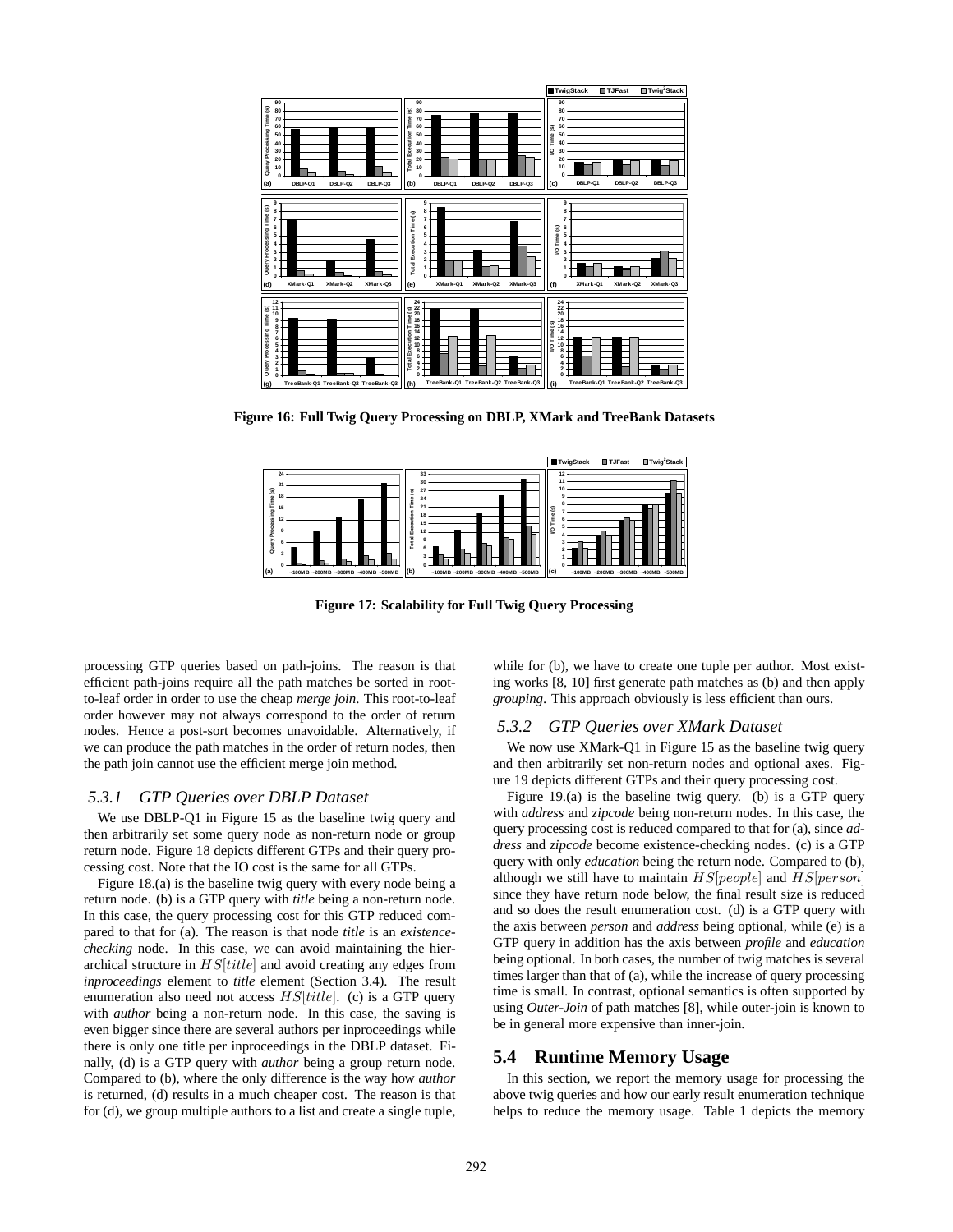**Figure 16: Full Twig Query Processing on DBLP, XMark and TreeBank Datasets**

**Figure 17: Scalability for Full Twig Query Processing**

processing GTP queries based on path-joins. The reason is that efficient path-joins require all the path matches be sorted in root-to-leaf order in order to use the cheap *merge join*. This root-to-leaf order however may not always correspond to the order of return nodes. Hence a post-sort becomes unavoidable. Alternatively, if we can produce the path matches in the order of return nodes, then the path join cannot use the efficient merge join method.

### 5.3.1 GTP Queries over DBLP Dataset

We use DBLP-Q1 in Figure 15 as the baseline twig query and then arbitrarily set some query node as non-return node or group return node. Figure 18 depicts different GTPs and their query processing cost. Note that the IO cost is the same for all GTPs.

Figure 18.(a) is the baseline twig query with every node being a return node. (b) is a GTP query with *title* being a non-return node. In this case, the query processing cost for this GTP reduced compared to that for (a). The reason is that node *title* is an *existence-checking* node. In this case, we can avoid maintaining the hierarchical structure in $HS[title]$ and avoid creating any edges from *inproceedings* element to *title* element (Section 3.4). The result enumeration also need not access $HS[title]$. (c) is a GTP query with *author* being a non-return node. In this case, the saving is even bigger since there are several authors per inproceedings while there is only one title per inproceedings in the DBLP dataset. Finally, (d) is a GTP query with *author* being a group return node. Compared to (b), where the only difference is the way how *author* is returned, (d) results in a much cheaper cost. The reason is that for (d), we group multiple authors to a list and create a single tuple, while for (b), we have to create one tuple per author. Most existing works [8, 10] first generate path matches as (b) and then apply *grouping*. This approach obviously is less efficient than ours.

### 5.3.2 GTP Queries over XMark Dataset

We now use XMark-Q1 in Figure 15 as the baseline twig query and then arbitrarily set non-return nodes and optional axes. Figure 19 depicts different GTPs and their query processing cost.

Figure 19.(a) is the baseline twig query. (b) is a GTP query with *address* and *zipcode* being non-return nodes. In this case, the query processing cost is reduced compared to that for (a), since *address* and *zipcode* become existence-checking nodes. (c) is a GTP query with only *education* being the return node. Compared to (b), although we still have to maintain $HS[people]$ and $HS[person]$ since they have return node below, the final result size is reduced and so does the result enumeration cost. (d) is a GTP query with the axis between *person* and *address* being optional, while (e) is a GTP query in addition has the axis between *profile* and *education* being optional. In both cases, the number of twig matches is several times larger than that of (a), while the increase of query processing time is small. In contrast, optional semantics is often supported by using *Outer-Join* of path matches [8], while outer-join is known to be in general more expensive than inner-join.

## 5.4 Runtime Memory Usage

In this section, we report the memory usage for processing the above twig queries and how our early result enumeration technique helps to reduce the memory usage. Table 1 depicts the memory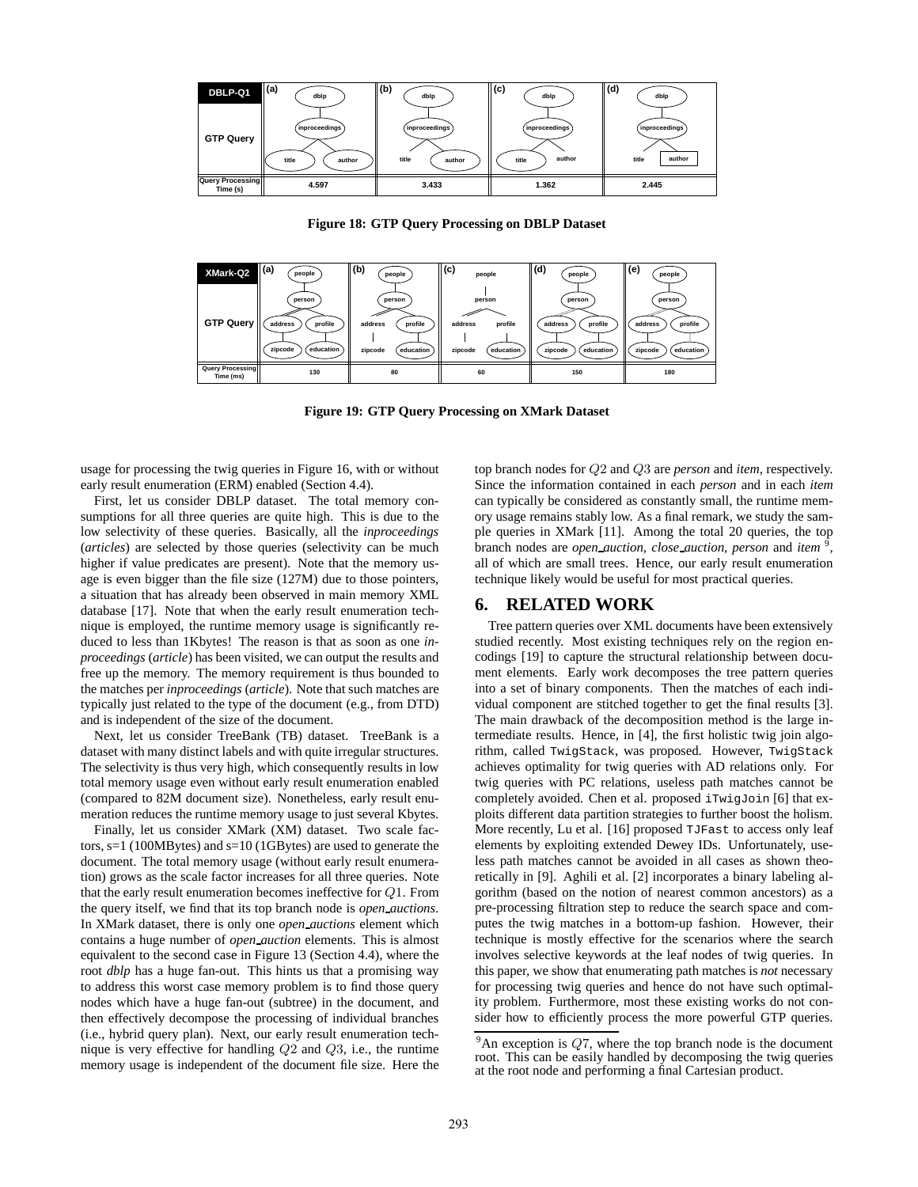| DBLP-Q1 | (a) | (b) | (c) | (d) |
|---|---|---|---|---|
| GTP Query | dblp / inproceedings / title, author | dblp / inproceedings / title, author | dblp / inproceedings / title, author | dblp / inproceedings / title, author |
| Query Processing Time (s) | 4.597 | 3.433 | 1.362 | 2.445 |

**Figure 18: GTP Query Processing on DBLP Dataset**

| XMark-Q2 | (a) | (b) | (c) | (d) | (e) |
|---|---|---|---|---|---|
| GTP Query | people / person / address, profile / zipcode, education | people / person / address, profile / zipcode, education | people / person / address, profile / zipcode, education | people / person / address, profile / zipcode, education | people / person / address, profile / zipcode, education |
| Query Processing Time (ms) | 130 | 80 | 60 | 150 | 180 |

**Figure 19: GTP Query Processing on XMark Dataset**

usage for processing the twig queries in Figure 16, with or without early result enumeration (ERM) enabled (Section 4.4).

First, let us consider DBLP dataset. The total memory consumptions for all three queries are quite high. This is due to the low selectivity of these queries. Basically, all the *inproceedings* (*articles*) are selected by those queries (selectivity can be much higher if value predicates are present). Note that the memory usage is even bigger than the file size (127M) due to those pointers, a situation that has already been observed in main memory XML database [17]. Note that when the early result enumeration technique is employed, the runtime memory usage is significantly reduced to less than 1Kbytes! The reason is that as soon as one *inproceedings* (*article*) has been visited, we can output the results and free up the memory. The memory requirement is thus bounded to the matches per *inproceedings* (*article*). Note that such matches are typically just related to the type of the document (e.g., from DTD) and is independent of the size of the document.

Next, let us consider TreeBank (TB) dataset. TreeBank is a dataset with many distinct labels and with quite irregular structures. The selectivity is thus very high, which consequently results in low total memory usage even without early result enumeration enabled (compared to 82M document size). Nonetheless, early result enumeration reduces the runtime memory usage to just several Kbytes.

Finally, let us consider XMark (XM) dataset. Two scale factors, s=1 (100MBytes) and s=10 (1GBytes) are used to generate the document. The total memory usage (without early result enumeration) grows as the scale factor increases for all three queries. Note that the early result enumeration becomes ineffective for $Q1$. From the query itself, we find that its top branch node is *open_auctions*. In XMark dataset, there is only one *open_auctions* element which contains a huge number of *open_auction* elements. This is almost equivalent to the second case in Figure 13 (Section 4.4), where the root *dblp* has a huge fan-out. This hints us that a promising way to address this worst case memory problem is to find those query nodes which have a huge fan-out (subtree) in the document, and then effectively decompose the processing of individual branches (i.e., hybrid query plan). Next, our early result enumeration technique is very effective for handling $Q2$ and $Q3$, i.e., the runtime memory usage is independent of the document file size. Here the top branch nodes for $Q2$ and $Q3$ are *person* and *item*, respectively. Since the information contained in each *person* and in each *item* can typically be considered as constantly small, the runtime memory usage remains stably low. As a final remark, we study the sample queries in XMark [11]. Among the total 20 queries, the top branch nodes are *open_auction*, *close_auction*, *person* and *item* [9], all of which are small trees. Hence, our early result enumeration technique likely would be useful for most practical queries.

## 6. RELATED WORK

Tree pattern queries over XML documents have been extensively studied recently. Most existing techniques rely on the region encodings [19] to capture the structural relationship between document elements. Early work decomposes the tree pattern queries into a set of binary components. Then the matches of each individual component are stitched together to get the final results [3]. The main drawback of the decomposition method is the large intermediate results. Hence, in [4], the first holistic twig join algorithm, called `TwigStack`, was proposed. However, `TwigStack` achieves optimality for twig queries with AD relations only. For twig queries with PC relations, useless path matches cannot be completely avoided. Chen et al. proposed `iTwigJoin` [6] that exploits different data partition strategies to further boost the holism. More recently, Lu et al. [16] proposed `TJFast` to access only leaf elements by exploiting extended Dewey IDs. Unfortunately, useless path matches cannot be avoided in all cases as shown theoretically in [9]. Aghili et al. [2] incorporates a binary labeling algorithm (based on the notion of nearest common ancestors) as a pre-processing filtration step to reduce the search space and computes the twig matches in a bottom-up fashion. However, their technique is mostly effective for the scenarios where the search involves selective keywords at the leaf nodes of twig queries. In this paper, we show that enumerating path matches is *not* necessary for processing twig queries and hence do not have such optimality problem. Furthermore, most these existing works do not consider how to efficiently process the more powerful GTP queries.

[9] An exception is $Q7$, where the top branch node is the document root. This can be easily handled by decomposing the twig queries at the root node and performing a final Cartesian product.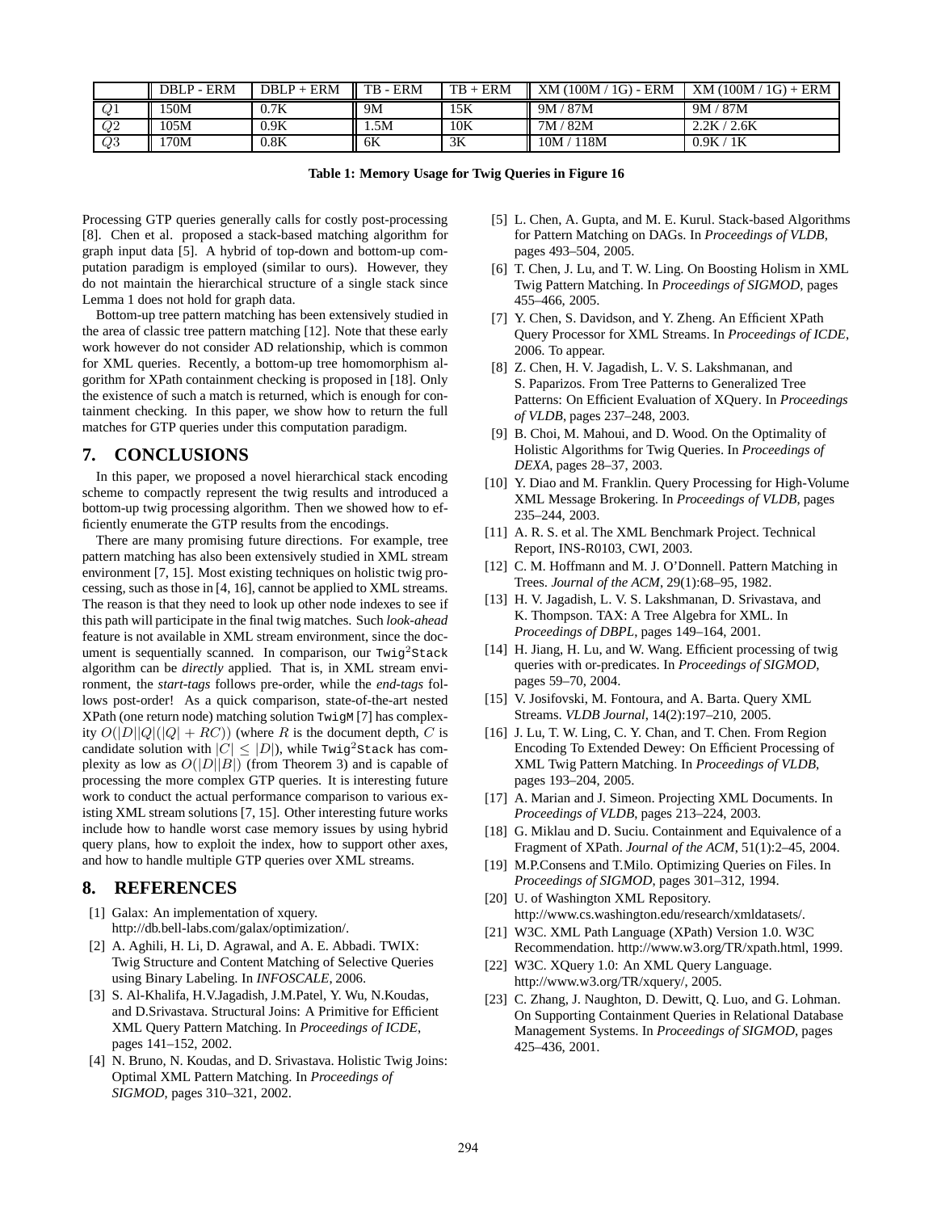| | DBLP - ERM | DBLP + ERM | TB - ERM | TB + ERM | XM (100M / 1G) - ERM | XM (100M / 1G) + ERM |
|---|---|---|---|---|---|---|
| $Q1$ | 150M | 0.7K | 9M | 15K | 9M / 87M | 9M / 87M |
| $Q2$ | 105M | 0.9K | 1.5M | 10K | 7M / 82M | 2.2K / 2.6K |
| $Q3$ | 170M | 0.8K | 6K | 3K | 10M / 118M | 0.9K / 1K |

**Table 1: Memory Usage for Twig Queries in Figure 16**

Processing GTP queries generally calls for costly post-processing [8]. Chen et al. proposed a stack-based matching algorithm for graph input data [5]. A hybrid of top-down and bottom-up computation paradigm is employed (similar to ours). However, they do not maintain the hierarchical structure of a single stack since Lemma 1 does not hold for graph data.

Bottom-up tree pattern matching has been extensively studied in the area of classic tree pattern matching [12]. Note that these early work however do not consider AD relationship, which is common for XML queries. Recently, a bottom-up tree homomorphism algorithm for XPath containment checking is proposed in [18]. Only the existence of such a match is returned, which is enough for containment checking. In this paper, we show how to return the full matches for GTP queries under this computation paradigm.

## 7. CONCLUSIONS

In this paper, we proposed a novel hierarchical stack encoding scheme to compactly represent the twig results and introduced a bottom-up twig processing algorithm. Then we showed how to efficiently enumerate the GTP results from the encodings.

There are many promising future directions. For example, tree pattern matching has also been extensively studied in XML stream environment [7, 15]. Most existing techniques on holistic twig processing, such as those in [4, 16], cannot be applied to XML streams. The reason is that they need to look up other node indexes to see if this path will participate in the final twig matches. Such *look-ahead* feature is not available in XML stream environment, since the document is sequentially scanned. In comparison, our Twig$^2$Stack algorithm can be *directly* applied. That is, in XML stream environment, the *start-tags* follows pre-order, while the *end-tags* follows post-order! As a quick comparison, state-of-the-art nested XPath (one return node) matching solution TwigM [7] has complexity $O(|D||Q|(|Q| + RC))$ (where $R$ is the document depth, $C$ is candidate solution with $|C| \leq |D|$), while Twig$^2$Stack has complexity as low as $O(|D||B|)$ (from Theorem 3) and is capable of processing the more complex GTP queries. It is interesting future work to conduct the actual performance comparison to various existing XML stream solutions [7, 15]. Other interesting future works include how to handle worst case memory issues by using hybrid query plans, how to exploit the index, how to support other axes, and how to handle multiple GTP queries over XML streams.

## 8. REFERENCES

[1] Galax: An implementation of xquery. http://db.bell-labs.com/galax/optimization/.

[2] A. Aghili, H. Li, D. Agrawal, and A. E. Abbadi. TWIX: Twig Structure and Content Matching of Selective Queries using Binary Labeling. In *INFOSCALE*, 2006.

[3] S. Al-Khalifa, H.V.Jagadish, J.M.Patel, Y. Wu, N.Koudas, and D.Srivastava. Structural Joins: A Primitive for Efficient XML Query Pattern Matching. In *Proceedings of ICDE*, pages 141–152, 2002.

[4] N. Bruno, N. Koudas, and D. Srivastava. Holistic Twig Joins: Optimal XML Pattern Matching. In *Proceedings of SIGMOD*, pages 310–321, 2002.

[5] L. Chen, A. Gupta, and M. E. Kurul. Stack-based Algorithms for Pattern Matching on DAGs. In *Proceedings of VLDB*, pages 493–504, 2005.

[6] T. Chen, J. Lu, and T. W. Ling. On Boosting Holism in XML Twig Pattern Matching. In *Proceedings of SIGMOD*, pages 455–466, 2005.

[7] Y. Chen, S. Davidson, and Y. Zheng. An Efficient XPath Query Processor for XML Streams. In *Proceedings of ICDE*, 2006. To appear.

[8] Z. Chen, H. V. Jagadish, L. V. S. Lakshmanan, and S. Paparizos. From Tree Patterns to Generalized Tree Patterns: On Efficient Evaluation of XQuery. In *Proceedings of VLDB*, pages 237–248, 2003.

[9] B. Choi, M. Mahoui, and D. Wood. On the Optimality of Holistic Algorithms for Twig Queries. In *Proceedings of DEXA*, pages 28–37, 2003.

[10] Y. Diao and M. Franklin. Query Processing for High-Volume XML Message Brokering. In *Proceedings of VLDB*, pages 235–244, 2003.

[11] A. R. S. et al. The XML Benchmark Project. Technical Report, INS-R0103, CWI, 2003.

[12] C. M. Hoffmann and M. J. O'Donnell. Pattern Matching in Trees. *Journal of the ACM*, 29(1):68–95, 1982.

[13] H. V. Jagadish, L. V. S. Lakshmanan, D. Srivastava, and K. Thompson. TAX: A Tree Algebra for XML. In *Proceedings of DBPL*, pages 149–164, 2001.

[14] H. Jiang, H. Lu, and W. Wang. Efficient processing of twig queries with or-predicates. In *Proceedings of SIGMOD*, pages 59–70, 2004.

[15] V. Josifovski, M. Fontoura, and A. Barta. Query XML Streams. *VLDB Journal*, 14(2):197–210, 2005.

[16] J. Lu, T. W. Ling, C. Y. Chan, and T. Chen. From Region Encoding To Extended Dewey: On Efficient Processing of XML Twig Pattern Matching. In *Proceedings of VLDB*, pages 193–204, 2005.

[17] A. Marian and J. Simeon. Projecting XML Documents. In *Proceedings of VLDB*, pages 213–224, 2003.

[18] G. Miklau and D. Suciu. Containment and Equivalence of a Fragment of XPath. *Journal of the ACM*, 51(1):2–45, 2004.

[19] M.P.Consens and T.Milo. Optimizing Queries on Files. In *Proceedings of SIGMOD*, pages 301–312, 1994.

[20] U. of Washington XML Repository. http://www.cs.washington.edu/research/xmldatasets/.

[21] W3C. XML Path Language (XPath) Version 1.0. W3C Recommendation. http://www.w3.org/TR/xpath.html, 1999.

[22] W3C. XQuery 1.0: An XML Query Language. http://www.w3.org/TR/xquery/, 2005.

[23] C. Zhang, J. Naughton, D. Dewitt, Q. Luo, and G. Lohman. On Supporting Containment Queries in Relational Database Management Systems. In *Proceedings of SIGMOD*, pages 425–436, 2001.